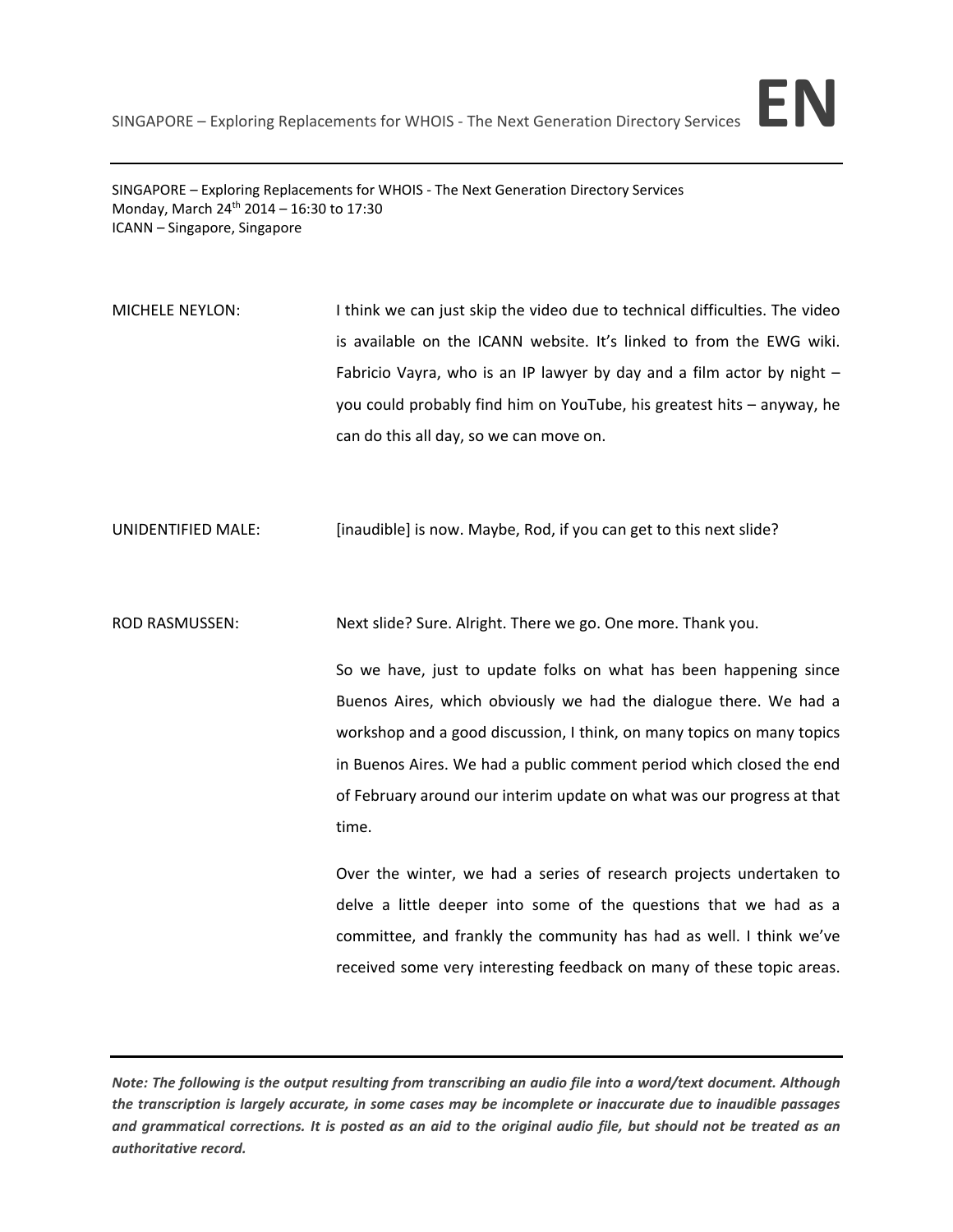SINGAPORE – Exploring Replacements for WHOIS - The Next Generation Directory Services
Monday, March 24th 2014 – 16:30 to 17:30
ICANN – Singapore, Singapore

MICHELE NEYLON: I think we can just skip the video due to technical difficulties. The video is available on the ICANN website. It's linked to from the EWG wiki. Fabricio Vayra, who is an IP lawyer by day and a film actor by night – you could probably find him on YouTube, his greatest hits – anyway, he can do this all day, so we can move on.

UNIDENTIFIED MALE: [inaudible] is now. Maybe, Rod, if you can get to this next slide?

ROD RASMUSSEN: Next slide? Sure. Alright. There we go. One more. Thank you.

So we have, just to update folks on what has been happening since Buenos Aires, which obviously we had the dialogue there. We had a workshop and a good discussion, I think, on many topics on many topics in Buenos Aires. We had a public comment period which closed the end of February around our interim update on what was our progress at that time.

Over the winter, we had a series of research projects undertaken to delve a little deeper into some of the questions that we had as a committee, and frankly the community has had as well. I think we've received some very interesting feedback on many of these topic areas.

*Note: The following is the output resulting from transcribing an audio file into a word/text document. Although the transcription is largely accurate, in some cases may be incomplete or inaccurate due to inaudible passages and grammatical corrections. It is posted as an aid to the original audio file, but should not be treated as an authoritative record.*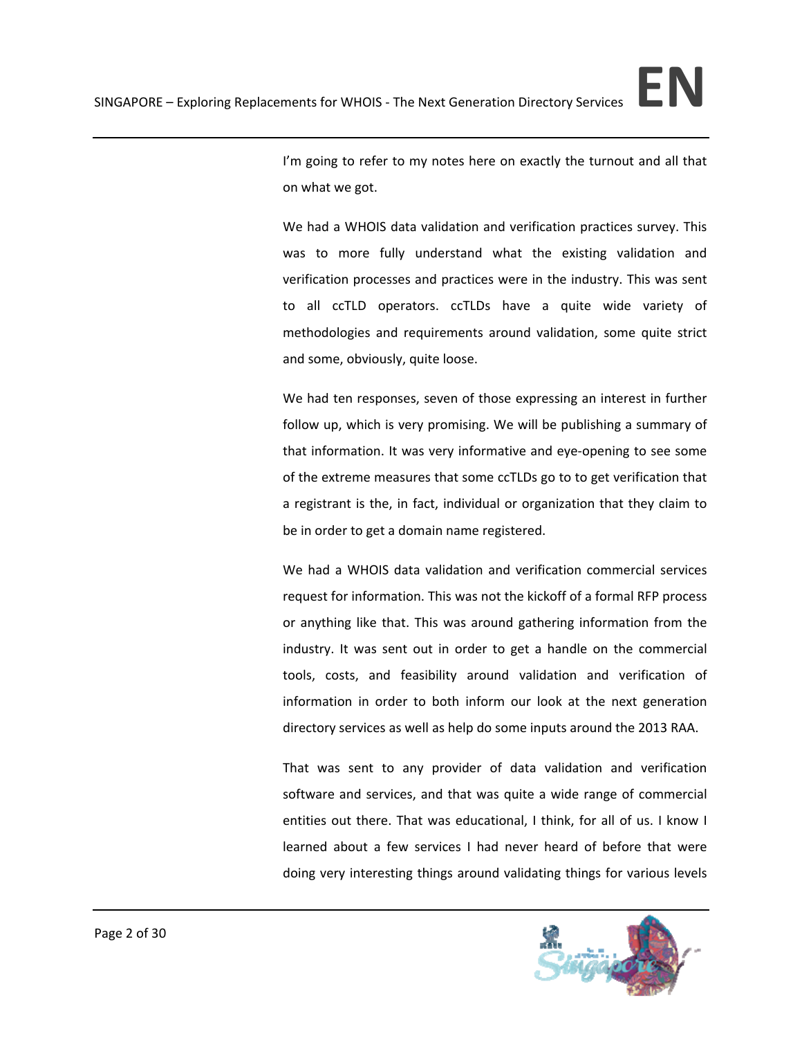I'm going to refer to my notes here on exactly the turnout and all that on what we got.

We had a WHOIS data validation and verification practices survey. This was to more fully understand what the existing validation and verification processes and practices were in the industry. This was sent to all ccTLD operators. ccTLDs have a quite wide variety of methodologies and requirements around validation, some quite strict and some, obviously, quite loose.

We had ten responses, seven of those expressing an interest in further follow up, which is very promising. We will be publishing a summary of that information. It was very informative and eye-opening to see some of the extreme measures that some ccTLDs go to to get verification that a registrant is the, in fact, individual or organization that they claim to be in order to get a domain name registered.

We had a WHOIS data validation and verification commercial services request for information. This was not the kickoff of a formal RFP process or anything like that. This was around gathering information from the industry. It was sent out in order to get a handle on the commercial tools, costs, and feasibility around validation and verification of information in order to both inform our look at the next generation directory services as well as help do some inputs around the 2013 RAA.

That was sent to any provider of data validation and verification software and services, and that was quite a wide range of commercial entities out there. That was educational, I think, for all of us. I know I learned about a few services I had never heard of before that were doing very interesting things around validating things for various levels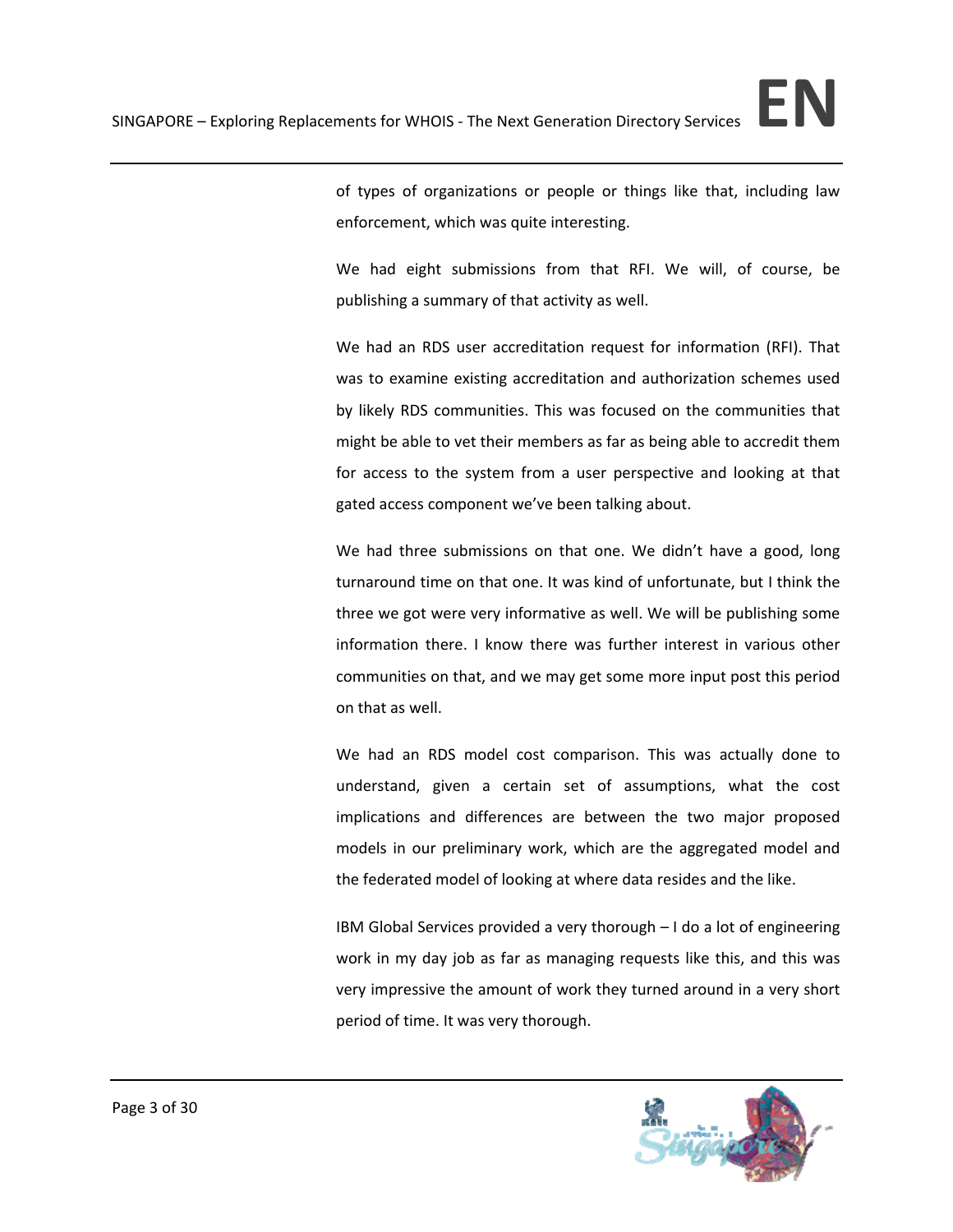of types of organizations or people or things like that, including law enforcement, which was quite interesting.

We had eight submissions from that RFI. We will, of course, be publishing a summary of that activity as well.

We had an RDS user accreditation request for information (RFI). That was to examine existing accreditation and authorization schemes used by likely RDS communities. This was focused on the communities that might be able to vet their members as far as being able to accredit them for access to the system from a user perspective and looking at that gated access component we've been talking about.

We had three submissions on that one. We didn't have a good, long turnaround time on that one. It was kind of unfortunate, but I think the three we got were very informative as well. We will be publishing some information there. I know there was further interest in various other communities on that, and we may get some more input post this period on that as well.

We had an RDS model cost comparison. This was actually done to understand, given a certain set of assumptions, what the cost implications and differences are between the two major proposed models in our preliminary work, which are the aggregated model and the federated model of looking at where data resides and the like.

IBM Global Services provided a very thorough – I do a lot of engineering work in my day job as far as managing requests like this, and this was very impressive the amount of work they turned around in a very short period of time. It was very thorough.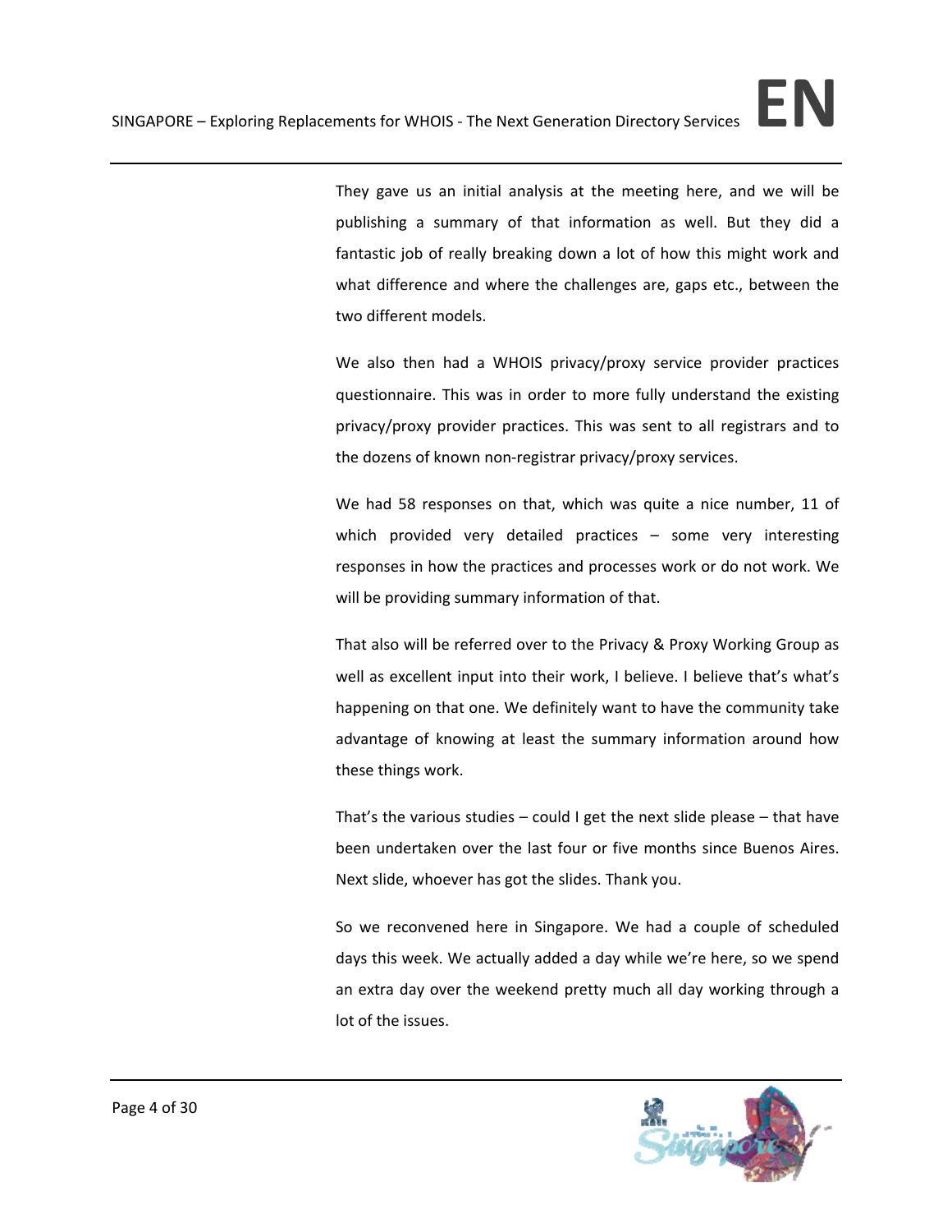They gave us an initial analysis at the meeting here, and we will be publishing a summary of that information as well. But they did a fantastic job of really breaking down a lot of how this might work and what difference and where the challenges are, gaps etc., between the two different models.

We also then had a WHOIS privacy/proxy service provider practices questionnaire. This was in order to more fully understand the existing privacy/proxy provider practices. This was sent to all registrars and to the dozens of known non-registrar privacy/proxy services.

We had 58 responses on that, which was quite a nice number, 11 of which provided very detailed practices – some very interesting responses in how the practices and processes work or do not work. We will be providing summary information of that.

That also will be referred over to the Privacy & Proxy Working Group as well as excellent input into their work, I believe. I believe that's what's happening on that one. We definitely want to have the community take advantage of knowing at least the summary information around how these things work.

That's the various studies – could I get the next slide please – that have been undertaken over the last four or five months since Buenos Aires. Next slide, whoever has got the slides. Thank you.

So we reconvened here in Singapore. We had a couple of scheduled days this week. We actually added a day while we're here, so we spend an extra day over the weekend pretty much all day working through a lot of the issues.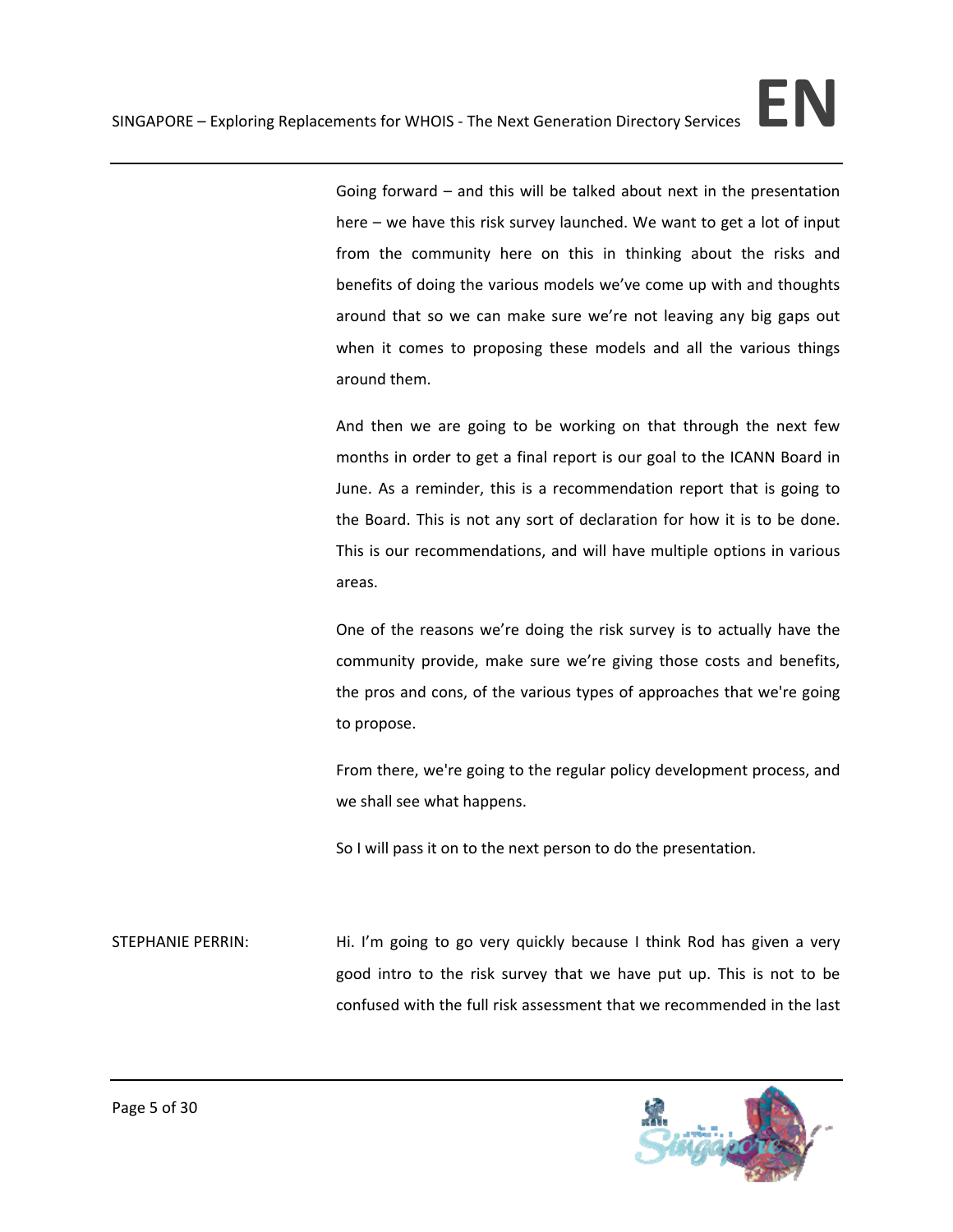Going forward – and this will be talked about next in the presentation here – we have this risk survey launched. We want to get a lot of input from the community here on this in thinking about the risks and benefits of doing the various models we've come up with and thoughts around that so we can make sure we're not leaving any big gaps out when it comes to proposing these models and all the various things around them.

And then we are going to be working on that through the next few months in order to get a final report is our goal to the ICANN Board in June. As a reminder, this is a recommendation report that is going to the Board. This is not any sort of declaration for how it is to be done. This is our recommendations, and will have multiple options in various areas.

One of the reasons we're doing the risk survey is to actually have the community provide, make sure we're giving those costs and benefits, the pros and cons, of the various types of approaches that we're going to propose.

From there, we're going to the regular policy development process, and we shall see what happens.

So I will pass it on to the next person to do the presentation.

STEPHANIE PERRIN: Hi. I'm going to go very quickly because I think Rod has given a very good intro to the risk survey that we have put up. This is not to be confused with the full risk assessment that we recommended in the last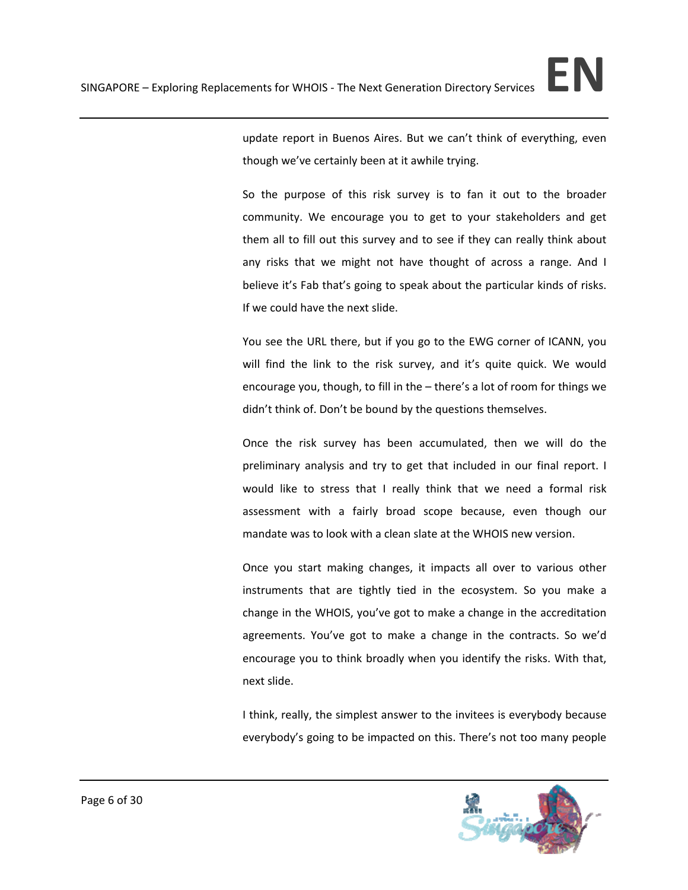update report in Buenos Aires. But we can't think of everything, even though we've certainly been at it awhile trying.

So the purpose of this risk survey is to fan it out to the broader community. We encourage you to get to your stakeholders and get them all to fill out this survey and to see if they can really think about any risks that we might not have thought of across a range. And I believe it's Fab that's going to speak about the particular kinds of risks. If we could have the next slide.

You see the URL there, but if you go to the EWG corner of ICANN, you will find the link to the risk survey, and it's quite quick. We would encourage you, though, to fill in the – there's a lot of room for things we didn't think of. Don't be bound by the questions themselves.

Once the risk survey has been accumulated, then we will do the preliminary analysis and try to get that included in our final report. I would like to stress that I really think that we need a formal risk assessment with a fairly broad scope because, even though our mandate was to look with a clean slate at the WHOIS new version.

Once you start making changes, it impacts all over to various other instruments that are tightly tied in the ecosystem. So you make a change in the WHOIS, you've got to make a change in the accreditation agreements. You've got to make a change in the contracts. So we'd encourage you to think broadly when you identify the risks. With that, next slide.

I think, really, the simplest answer to the invitees is everybody because everybody's going to be impacted on this. There's not too many people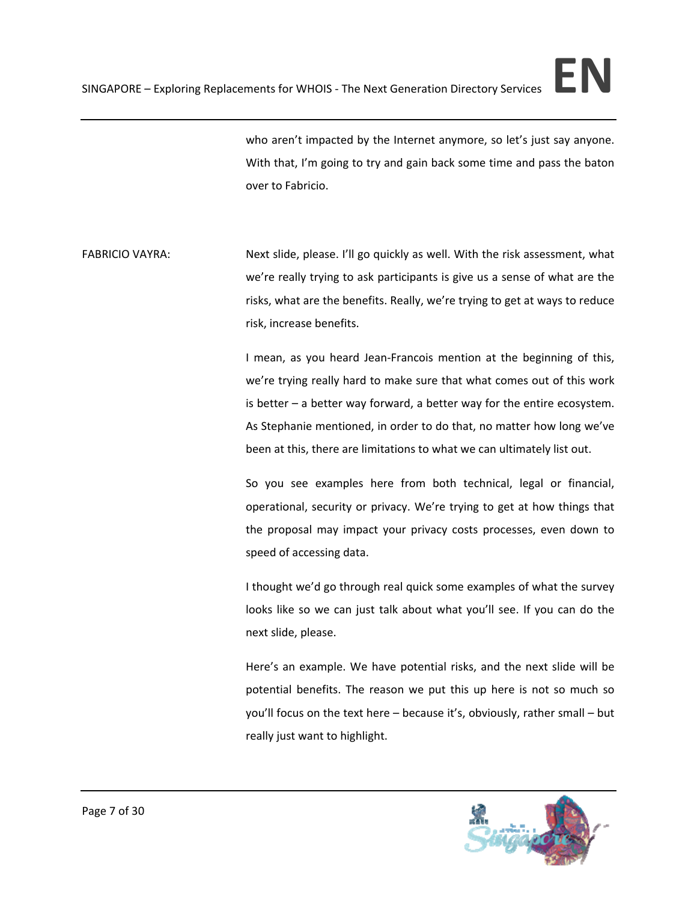who aren't impacted by the Internet anymore, so let's just say anyone. With that, I'm going to try and gain back some time and pass the baton over to Fabricio.

FABRICIO VAYRA: Next slide, please. I'll go quickly as well. With the risk assessment, what we're really trying to ask participants is give us a sense of what are the risks, what are the benefits. Really, we're trying to get at ways to reduce risk, increase benefits.

I mean, as you heard Jean-Francois mention at the beginning of this, we're trying really hard to make sure that what comes out of this work is better – a better way forward, a better way for the entire ecosystem. As Stephanie mentioned, in order to do that, no matter how long we've been at this, there are limitations to what we can ultimately list out.

So you see examples here from both technical, legal or financial, operational, security or privacy. We're trying to get at how things that the proposal may impact your privacy costs processes, even down to speed of accessing data.

I thought we'd go through real quick some examples of what the survey looks like so we can just talk about what you'll see. If you can do the next slide, please.

Here's an example. We have potential risks, and the next slide will be potential benefits. The reason we put this up here is not so much so you'll focus on the text here – because it's, obviously, rather small – but really just want to highlight.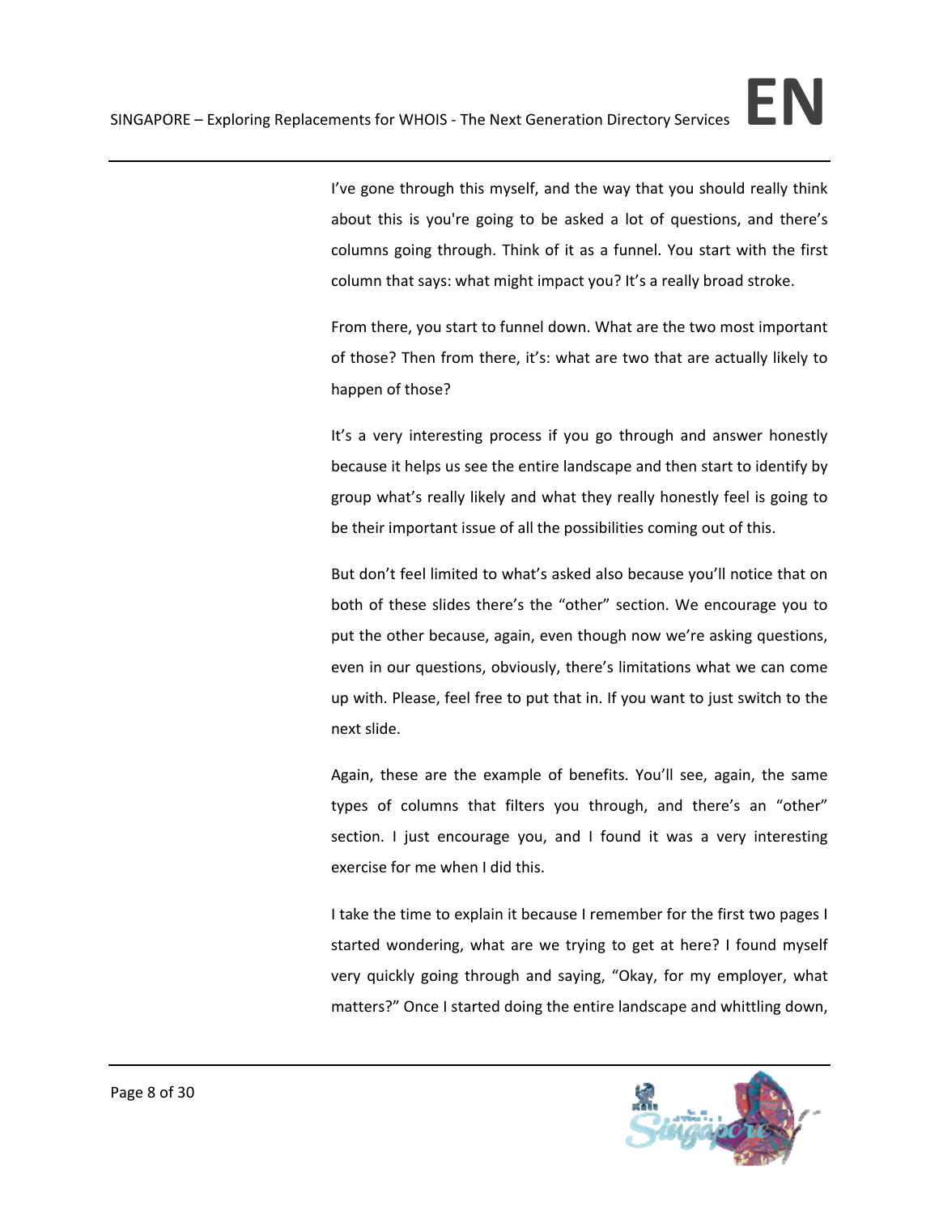I've gone through this myself, and the way that you should really think about this is you're going to be asked a lot of questions, and there's columns going through. Think of it as a funnel. You start with the first column that says: what might impact you? It's a really broad stroke.

From there, you start to funnel down. What are the two most important of those? Then from there, it's: what are two that are actually likely to happen of those?

It's a very interesting process if you go through and answer honestly because it helps us see the entire landscape and then start to identify by group what's really likely and what they really honestly feel is going to be their important issue of all the possibilities coming out of this.

But don't feel limited to what's asked also because you'll notice that on both of these slides there's the "other" section. We encourage you to put the other because, again, even though now we're asking questions, even in our questions, obviously, there's limitations what we can come up with. Please, feel free to put that in. If you want to just switch to the next slide.

Again, these are the example of benefits. You'll see, again, the same types of columns that filters you through, and there's an "other" section. I just encourage you, and I found it was a very interesting exercise for me when I did this.

I take the time to explain it because I remember for the first two pages I started wondering, what are we trying to get at here? I found myself very quickly going through and saying, "Okay, for my employer, what matters?" Once I started doing the entire landscape and whittling down,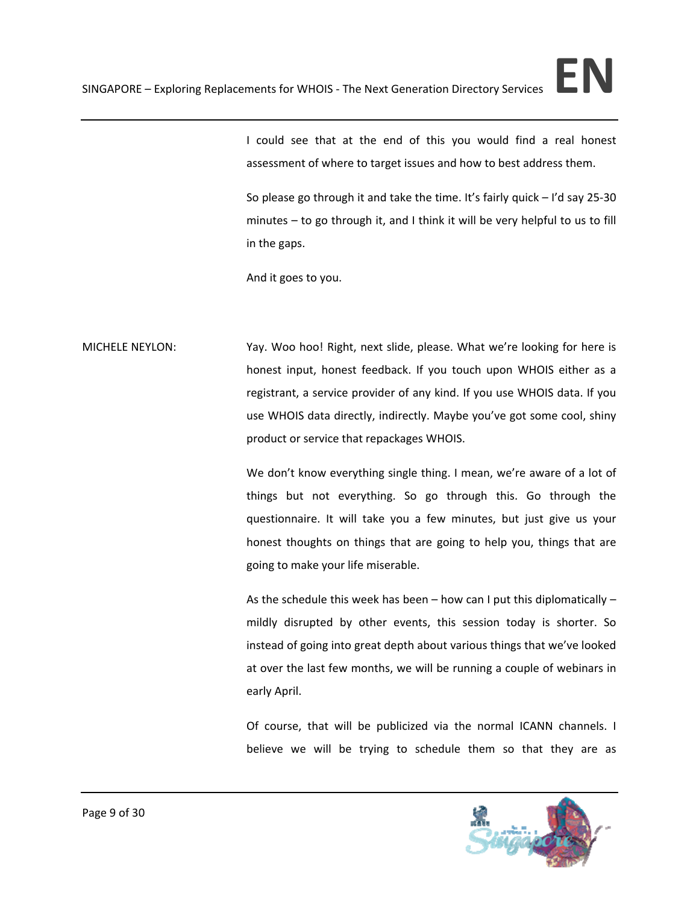I could see that at the end of this you would find a real honest assessment of where to target issues and how to best address them.

So please go through it and take the time. It's fairly quick – I'd say 25-30 minutes – to go through it, and I think it will be very helpful to us to fill in the gaps.

And it goes to you.

MICHELE NEYLON: Yay. Woo hoo! Right, next slide, please. What we're looking for here is honest input, honest feedback. If you touch upon WHOIS either as a registrant, a service provider of any kind. If you use WHOIS data. If you use WHOIS data directly, indirectly. Maybe you've got some cool, shiny product or service that repackages WHOIS.

We don't know everything single thing. I mean, we're aware of a lot of things but not everything. So go through this. Go through the questionnaire. It will take you a few minutes, but just give us your honest thoughts on things that are going to help you, things that are going to make your life miserable.

As the schedule this week has been – how can I put this diplomatically – mildly disrupted by other events, this session today is shorter. So instead of going into great depth about various things that we've looked at over the last few months, we will be running a couple of webinars in early April.

Of course, that will be publicized via the normal ICANN channels. I believe we will be trying to schedule them so that they are as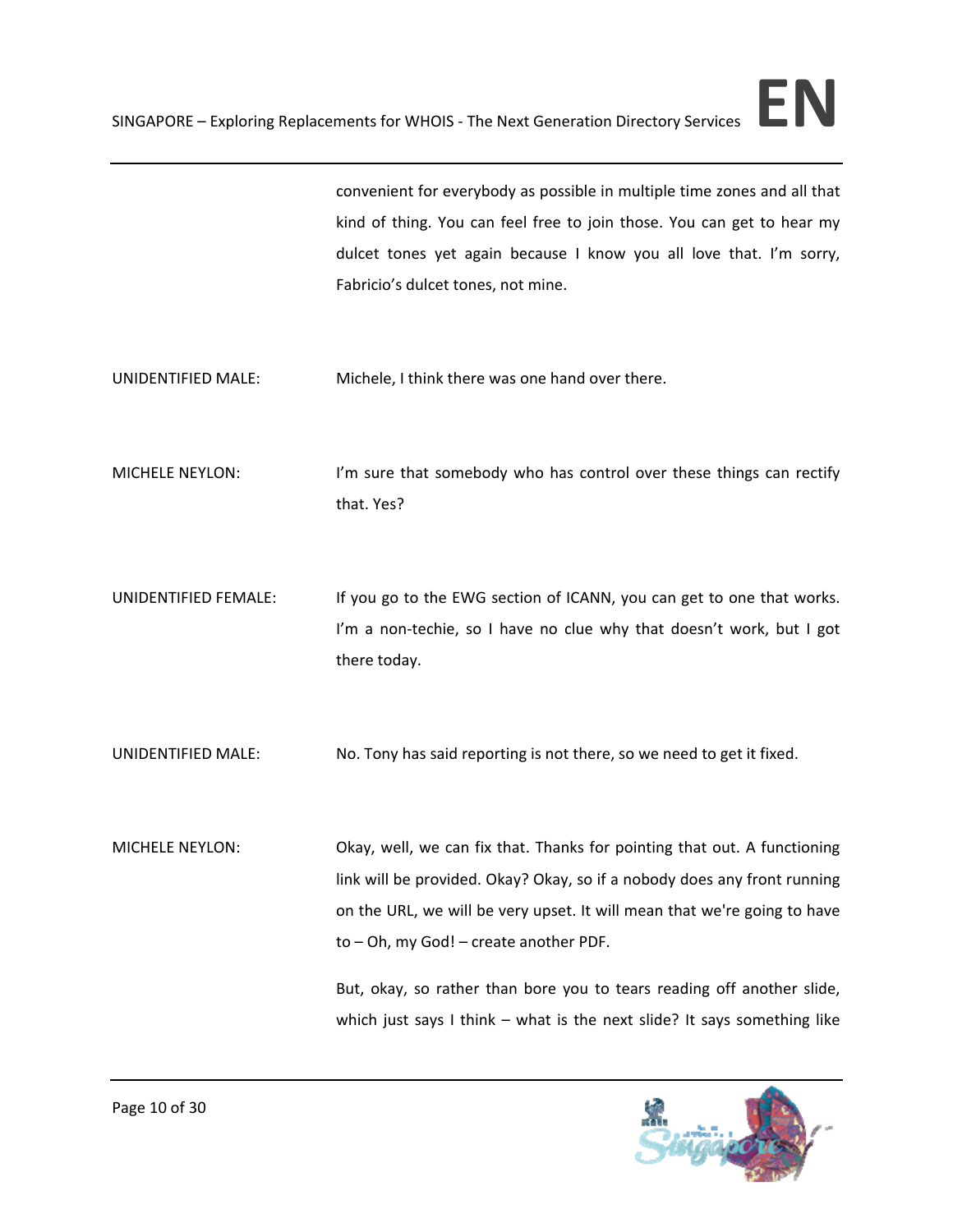convenient for everybody as possible in multiple time zones and all that kind of thing. You can feel free to join those. You can get to hear my dulcet tones yet again because I know you all love that. I'm sorry, Fabricio's dulcet tones, not mine.

UNIDENTIFIED MALE: Michele, I think there was one hand over there.

MICHELE NEYLON: I'm sure that somebody who has control over these things can rectify that. Yes?

UNIDENTIFIED FEMALE: If you go to the EWG section of ICANN, you can get to one that works. I'm a non-techie, so I have no clue why that doesn't work, but I got there today.

UNIDENTIFIED MALE: No. Tony has said reporting is not there, so we need to get it fixed.

MICHELE NEYLON: Okay, well, we can fix that. Thanks for pointing that out. A functioning link will be provided. Okay? Okay, so if a nobody does any front running on the URL, we will be very upset. It will mean that we're going to have to – Oh, my God! – create another PDF.

But, okay, so rather than bore you to tears reading off another slide, which just says I think – what is the next slide? It says something like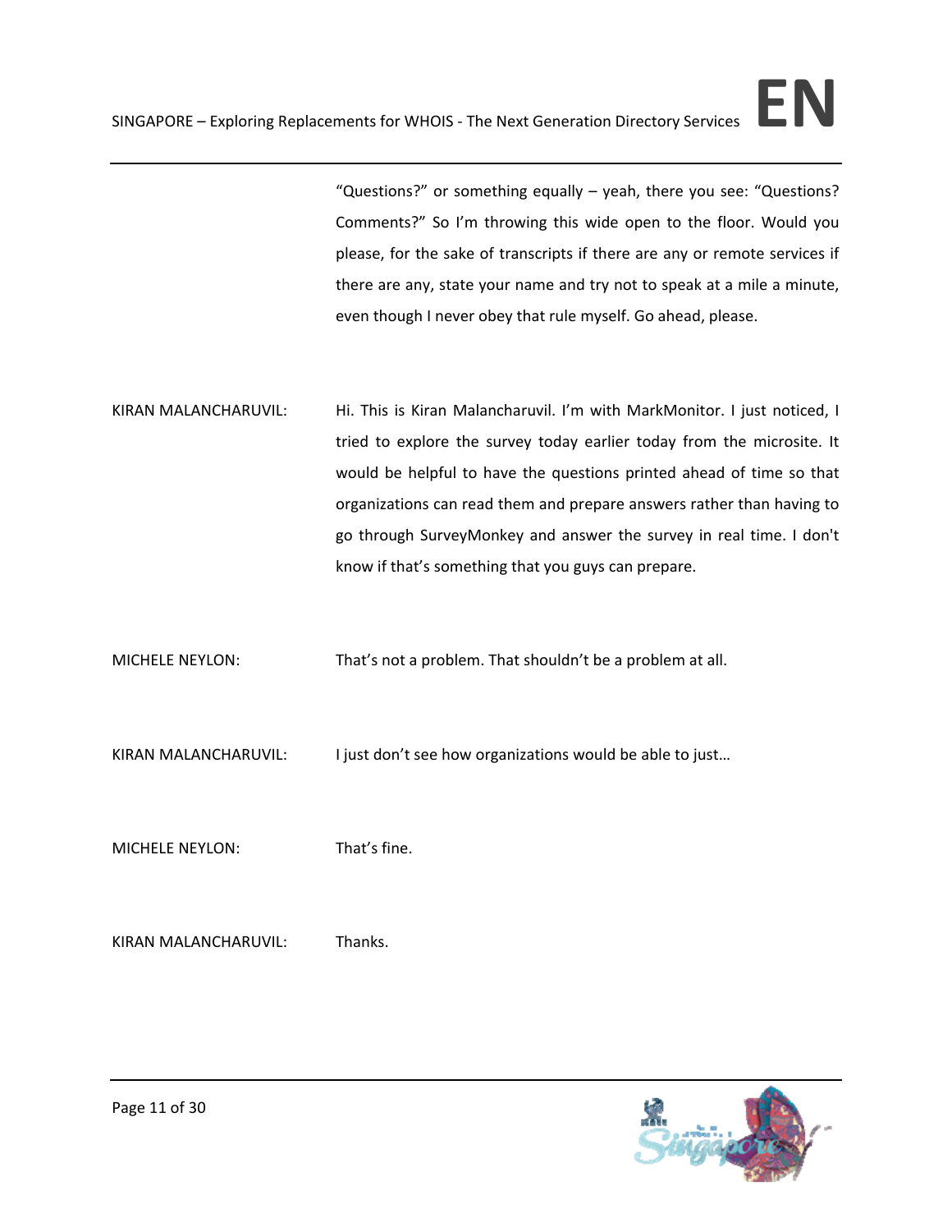"Questions?" or something equally – yeah, there you see: "Questions? Comments?" So I'm throwing this wide open to the floor. Would you please, for the sake of transcripts if there are any or remote services if there are any, state your name and try not to speak at a mile a minute, even though I never obey that rule myself. Go ahead, please.

KIRAN MALANCHARUVIL: Hi. This is Kiran Malancharuvil. I'm with MarkMonitor. I just noticed, I tried to explore the survey today earlier today from the microsite. It would be helpful to have the questions printed ahead of time so that organizations can read them and prepare answers rather than having to go through SurveyMonkey and answer the survey in real time. I don't know if that's something that you guys can prepare.

MICHELE NEYLON: That's not a problem. That shouldn't be a problem at all.

KIRAN MALANCHARUVIL: I just don't see how organizations would be able to just…

MICHELE NEYLON: That's fine.

KIRAN MALANCHARUVIL: Thanks.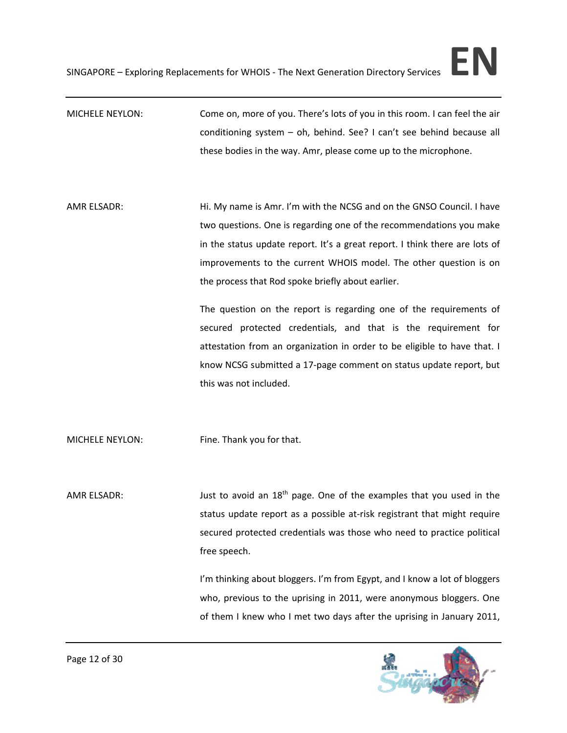MICHELE NEYLON: Come on, more of you. There's lots of you in this room. I can feel the air conditioning system – oh, behind. See? I can't see behind because all these bodies in the way. Amr, please come up to the microphone.

AMR ELSADR: Hi. My name is Amr. I'm with the NCSG and on the GNSO Council. I have two questions. One is regarding one of the recommendations you make in the status update report. It's a great report. I think there are lots of improvements to the current WHOIS model. The other question is on the process that Rod spoke briefly about earlier.

The question on the report is regarding one of the requirements of secured protected credentials, and that is the requirement for attestation from an organization in order to be eligible to have that. I know NCSG submitted a 17-page comment on status update report, but this was not included.

MICHELE NEYLON: Fine. Thank you for that.

AMR ELSADR: Just to avoid an 18th page. One of the examples that you used in the status update report as a possible at-risk registrant that might require secured protected credentials was those who need to practice political free speech.

I'm thinking about bloggers. I'm from Egypt, and I know a lot of bloggers who, previous to the uprising in 2011, were anonymous bloggers. One of them I knew who I met two days after the uprising in January 2011,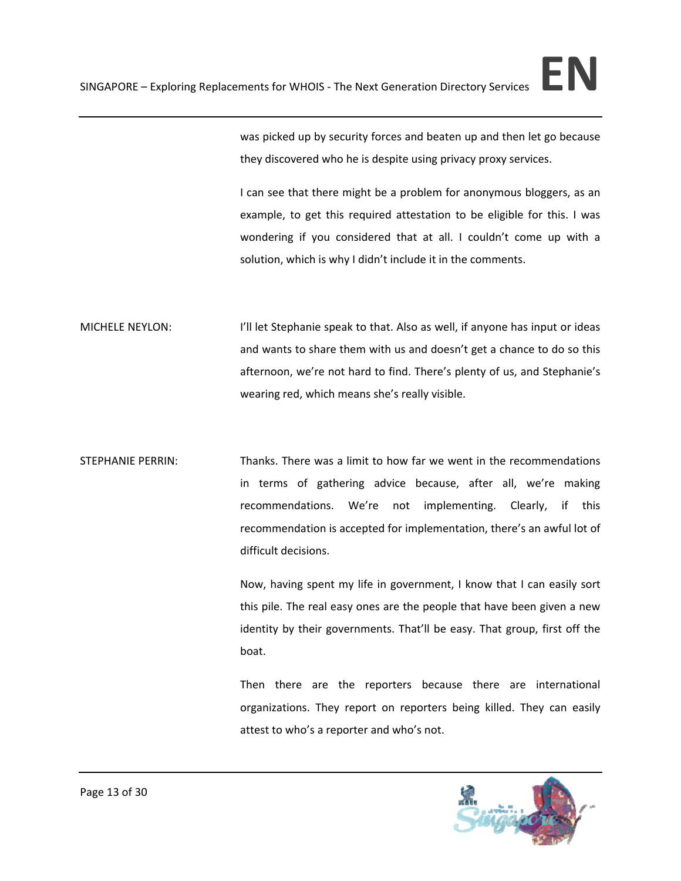was picked up by security forces and beaten up and then let go because they discovered who he is despite using privacy proxy services.

I can see that there might be a problem for anonymous bloggers, as an example, to get this required attestation to be eligible for this. I was wondering if you considered that at all. I couldn't come up with a solution, which is why I didn't include it in the comments.

MICHELE NEYLON: I'll let Stephanie speak to that. Also as well, if anyone has input or ideas and wants to share them with us and doesn't get a chance to do so this afternoon, we're not hard to find. There's plenty of us, and Stephanie's wearing red, which means she's really visible.

STEPHANIE PERRIN: Thanks. There was a limit to how far we went in the recommendations in terms of gathering advice because, after all, we're making recommendations. We're not implementing. Clearly, if this recommendation is accepted for implementation, there's an awful lot of difficult decisions.

Now, having spent my life in government, I know that I can easily sort this pile. The real easy ones are the people that have been given a new identity by their governments. That'll be easy. That group, first off the boat.

Then there are the reporters because there are international organizations. They report on reporters being killed. They can easily attest to who's a reporter and who's not.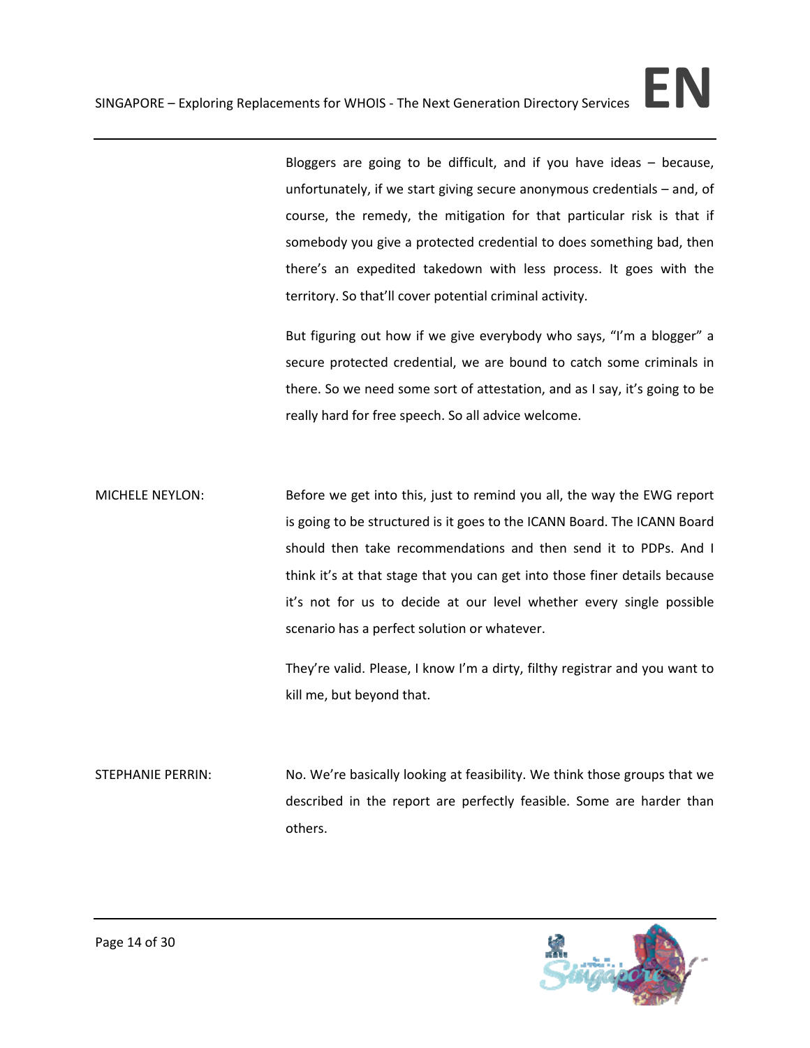Bloggers are going to be difficult, and if you have ideas – because, unfortunately, if we start giving secure anonymous credentials – and, of course, the remedy, the mitigation for that particular risk is that if somebody you give a protected credential to does something bad, then there's an expedited takedown with less process. It goes with the territory. So that'll cover potential criminal activity.

But figuring out how if we give everybody who says, "I'm a blogger" a secure protected credential, we are bound to catch some criminals in there. So we need some sort of attestation, and as I say, it's going to be really hard for free speech. So all advice welcome.

MICHELE NEYLON: Before we get into this, just to remind you all, the way the EWG report is going to be structured is it goes to the ICANN Board. The ICANN Board should then take recommendations and then send it to PDPs. And I think it's at that stage that you can get into those finer details because it's not for us to decide at our level whether every single possible scenario has a perfect solution or whatever.

They're valid. Please, I know I'm a dirty, filthy registrar and you want to kill me, but beyond that.

STEPHANIE PERRIN: No. We're basically looking at feasibility. We think those groups that we described in the report are perfectly feasible. Some are harder than others.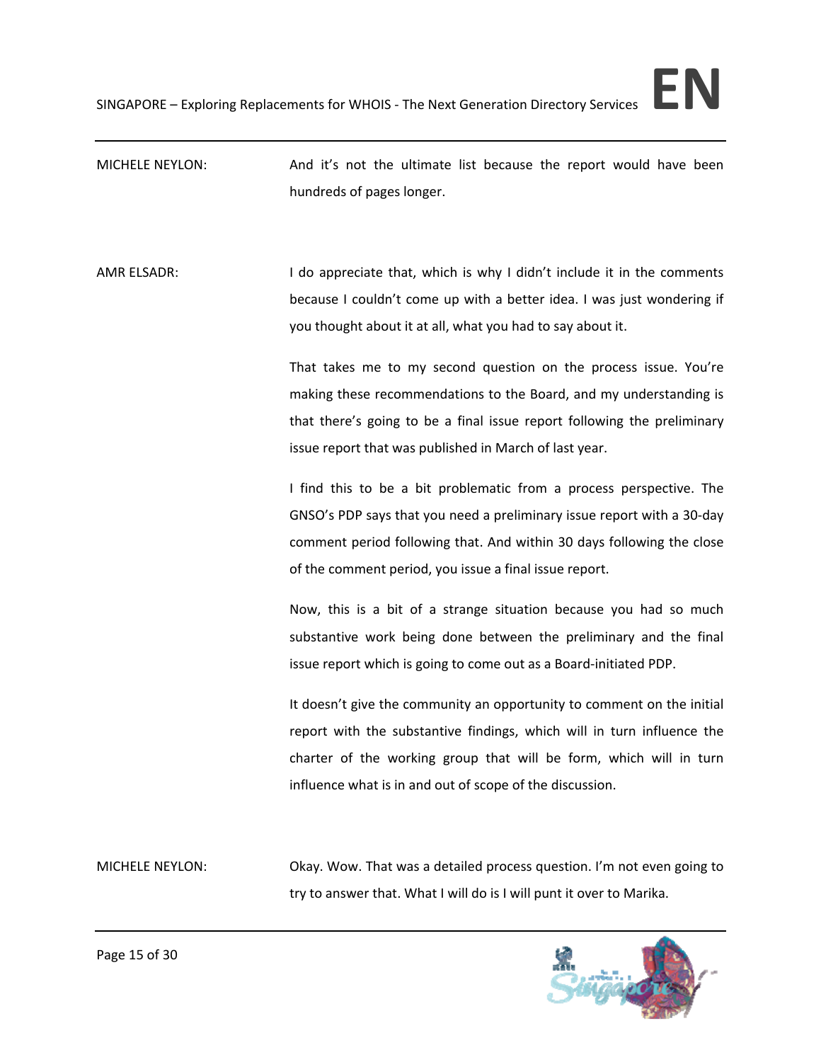MICHELE NEYLON: And it's not the ultimate list because the report would have been hundreds of pages longer.

AMR ELSADR: I do appreciate that, which is why I didn't include it in the comments because I couldn't come up with a better idea. I was just wondering if you thought about it at all, what you had to say about it.

That takes me to my second question on the process issue. You're making these recommendations to the Board, and my understanding is that there's going to be a final issue report following the preliminary issue report that was published in March of last year.

I find this to be a bit problematic from a process perspective. The GNSO's PDP says that you need a preliminary issue report with a 30-day comment period following that. And within 30 days following the close of the comment period, you issue a final issue report.

Now, this is a bit of a strange situation because you had so much substantive work being done between the preliminary and the final issue report which is going to come out as a Board-initiated PDP.

It doesn't give the community an opportunity to comment on the initial report with the substantive findings, which will in turn influence the charter of the working group that will be form, which will in turn influence what is in and out of scope of the discussion.

MICHELE NEYLON: Okay. Wow. That was a detailed process question. I'm not even going to try to answer that. What I will do is I will punt it over to Marika.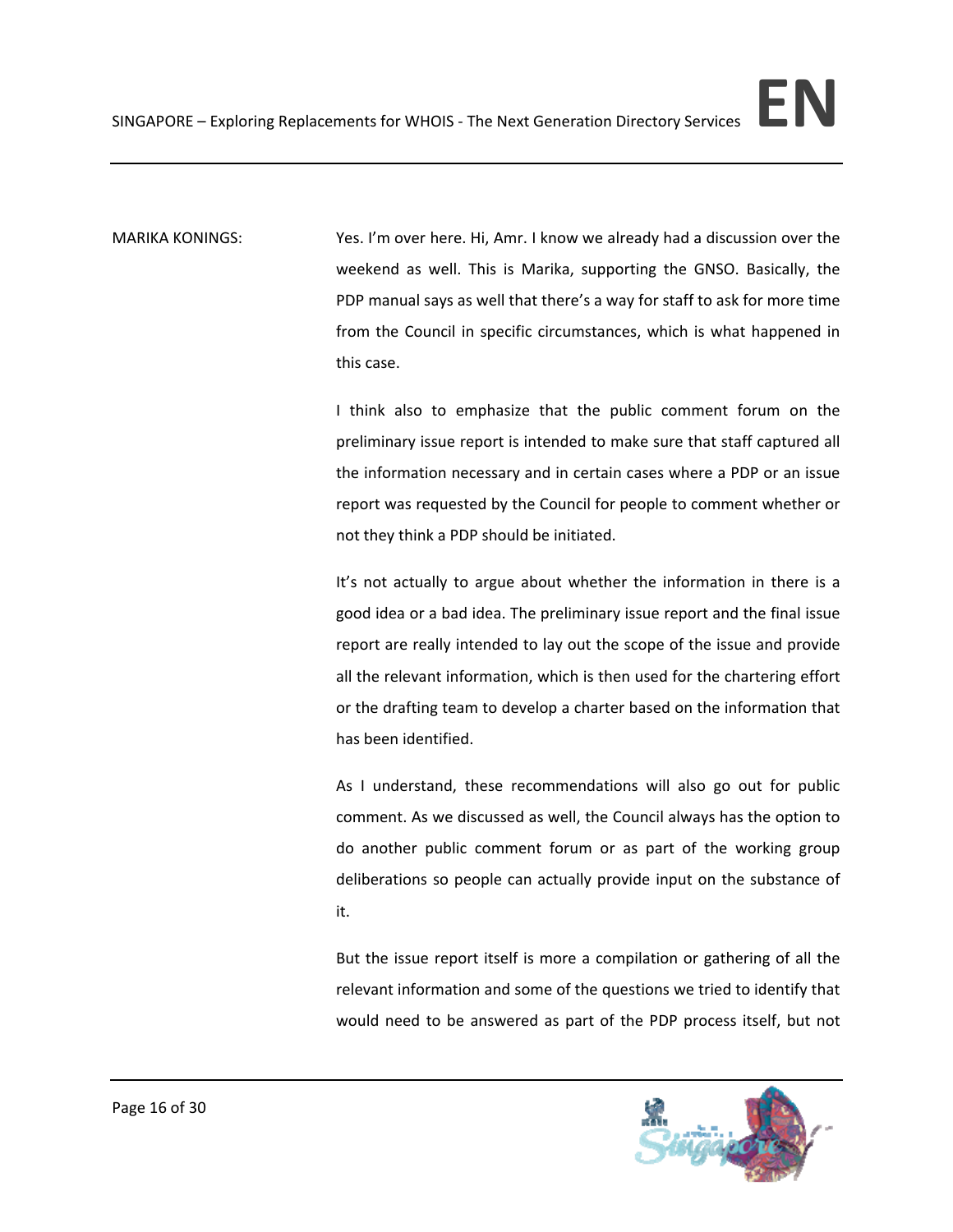MARIKA KONINGS: Yes. I'm over here. Hi, Amr. I know we already had a discussion over the weekend as well. This is Marika, supporting the GNSO. Basically, the PDP manual says as well that there's a way for staff to ask for more time from the Council in specific circumstances, which is what happened in this case.

I think also to emphasize that the public comment forum on the preliminary issue report is intended to make sure that staff captured all the information necessary and in certain cases where a PDP or an issue report was requested by the Council for people to comment whether or not they think a PDP should be initiated.

It's not actually to argue about whether the information in there is a good idea or a bad idea. The preliminary issue report and the final issue report are really intended to lay out the scope of the issue and provide all the relevant information, which is then used for the chartering effort or the drafting team to develop a charter based on the information that has been identified.

As I understand, these recommendations will also go out for public comment. As we discussed as well, the Council always has the option to do another public comment forum or as part of the working group deliberations so people can actually provide input on the substance of it.

But the issue report itself is more a compilation or gathering of all the relevant information and some of the questions we tried to identify that would need to be answered as part of the PDP process itself, but not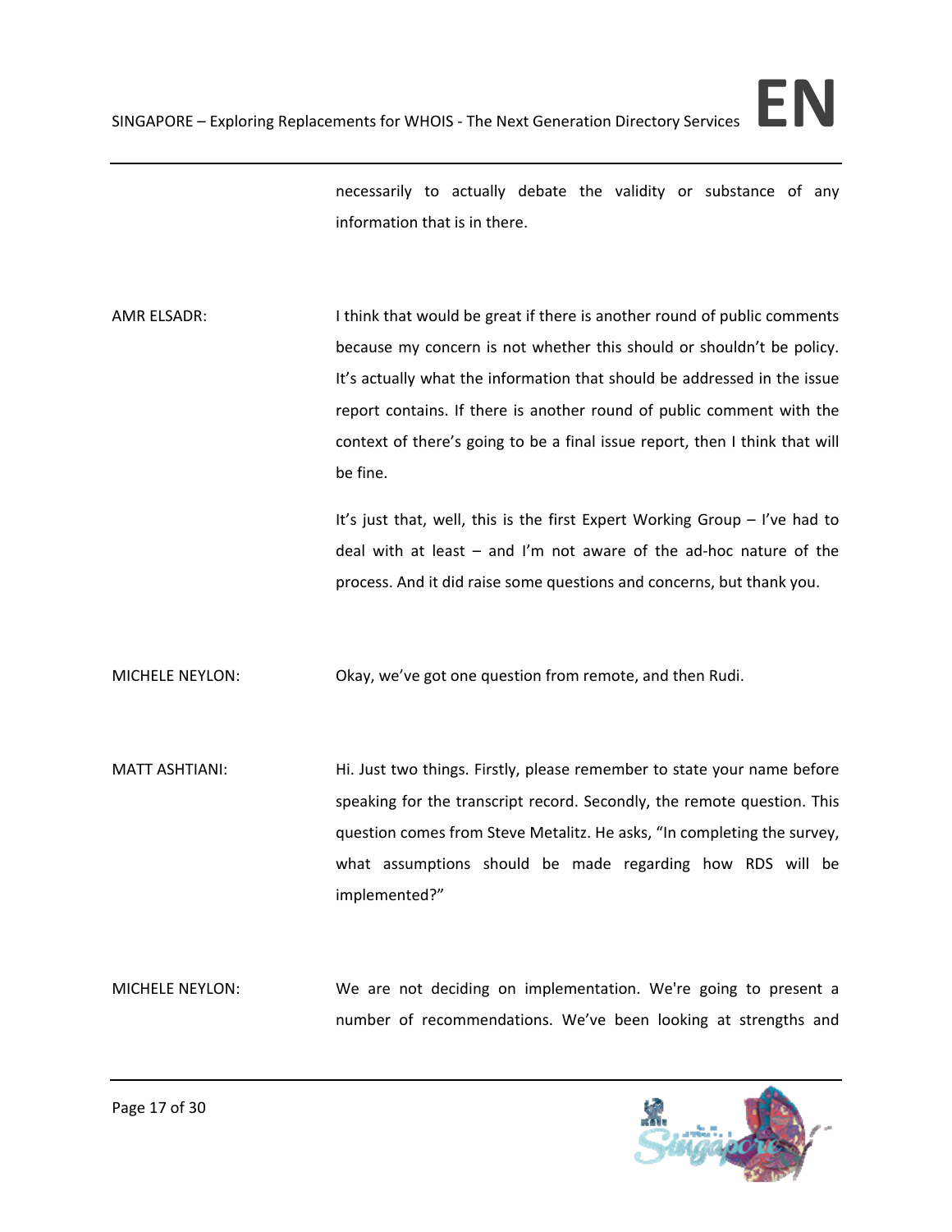necessarily to actually debate the validity or substance of any information that is in there.

AMR ELSADR: I think that would be great if there is another round of public comments because my concern is not whether this should or shouldn't be policy. It's actually what the information that should be addressed in the issue report contains. If there is another round of public comment with the context of there's going to be a final issue report, then I think that will be fine.

It's just that, well, this is the first Expert Working Group – I've had to deal with at least – and I'm not aware of the ad-hoc nature of the process. And it did raise some questions and concerns, but thank you.

MICHELE NEYLON: Okay, we've got one question from remote, and then Rudi.

MATT ASHTIANI: Hi. Just two things. Firstly, please remember to state your name before speaking for the transcript record. Secondly, the remote question. This question comes from Steve Metalitz. He asks, "In completing the survey, what assumptions should be made regarding how RDS will be implemented?"

MICHELE NEYLON: We are not deciding on implementation. We're going to present a number of recommendations. We've been looking at strengths and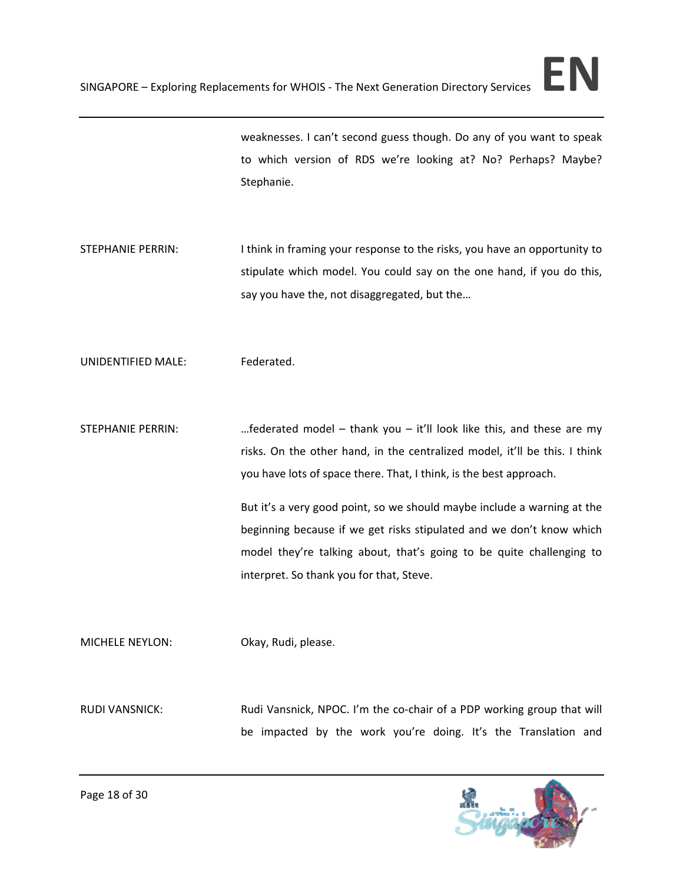weaknesses. I can't second guess though. Do any of you want to speak to which version of RDS we're looking at? No? Perhaps? Maybe? Stephanie.

STEPHANIE PERRIN: I think in framing your response to the risks, you have an opportunity to stipulate which model. You could say on the one hand, if you do this, say you have the, not disaggregated, but the…

UNIDENTIFIED MALE: Federated.

STEPHANIE PERRIN: …federated model – thank you – it'll look like this, and these are my risks. On the other hand, in the centralized model, it'll be this. I think you have lots of space there. That, I think, is the best approach.

But it's a very good point, so we should maybe include a warning at the beginning because if we get risks stipulated and we don't know which model they're talking about, that's going to be quite challenging to interpret. So thank you for that, Steve.

MICHELE NEYLON: Okay, Rudi, please.

RUDI VANSNICK: Rudi Vansnick, NPOC. I'm the co-chair of a PDP working group that will be impacted by the work you're doing. It's the Translation and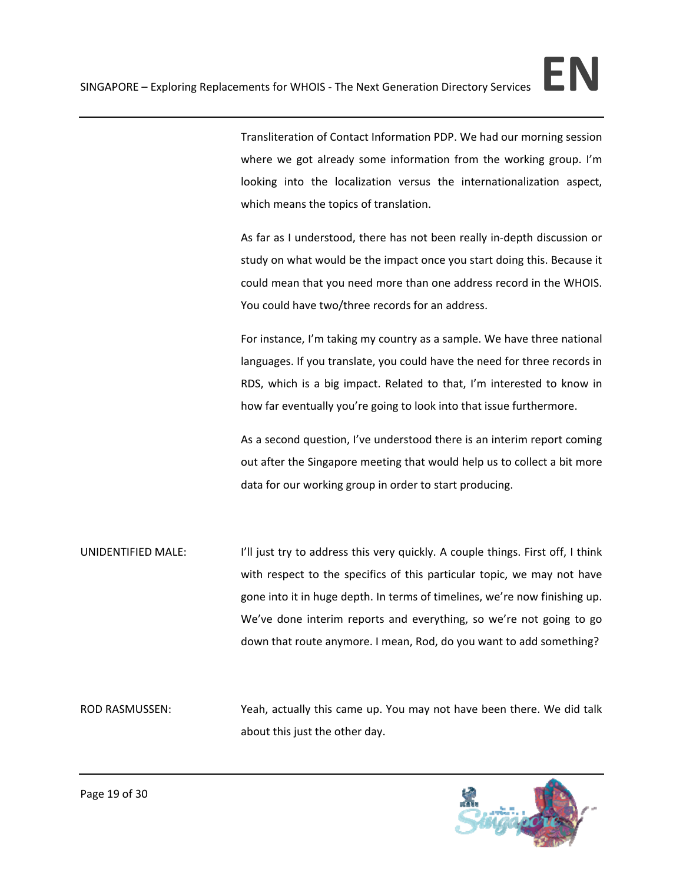Transliteration of Contact Information PDP. We had our morning session where we got already some information from the working group. I'm looking into the localization versus the internationalization aspect, which means the topics of translation.

As far as I understood, there has not been really in-depth discussion or study on what would be the impact once you start doing this. Because it could mean that you need more than one address record in the WHOIS. You could have two/three records for an address.

For instance, I'm taking my country as a sample. We have three national languages. If you translate, you could have the need for three records in RDS, which is a big impact. Related to that, I'm interested to know in how far eventually you're going to look into that issue furthermore.

As a second question, I've understood there is an interim report coming out after the Singapore meeting that would help us to collect a bit more data for our working group in order to start producing.

UNIDENTIFIED MALE: I'll just try to address this very quickly. A couple things. First off, I think with respect to the specifics of this particular topic, we may not have gone into it in huge depth. In terms of timelines, we're now finishing up. We've done interim reports and everything, so we're not going to go down that route anymore. I mean, Rod, do you want to add something?

ROD RASMUSSEN: Yeah, actually this came up. You may not have been there. We did talk about this just the other day.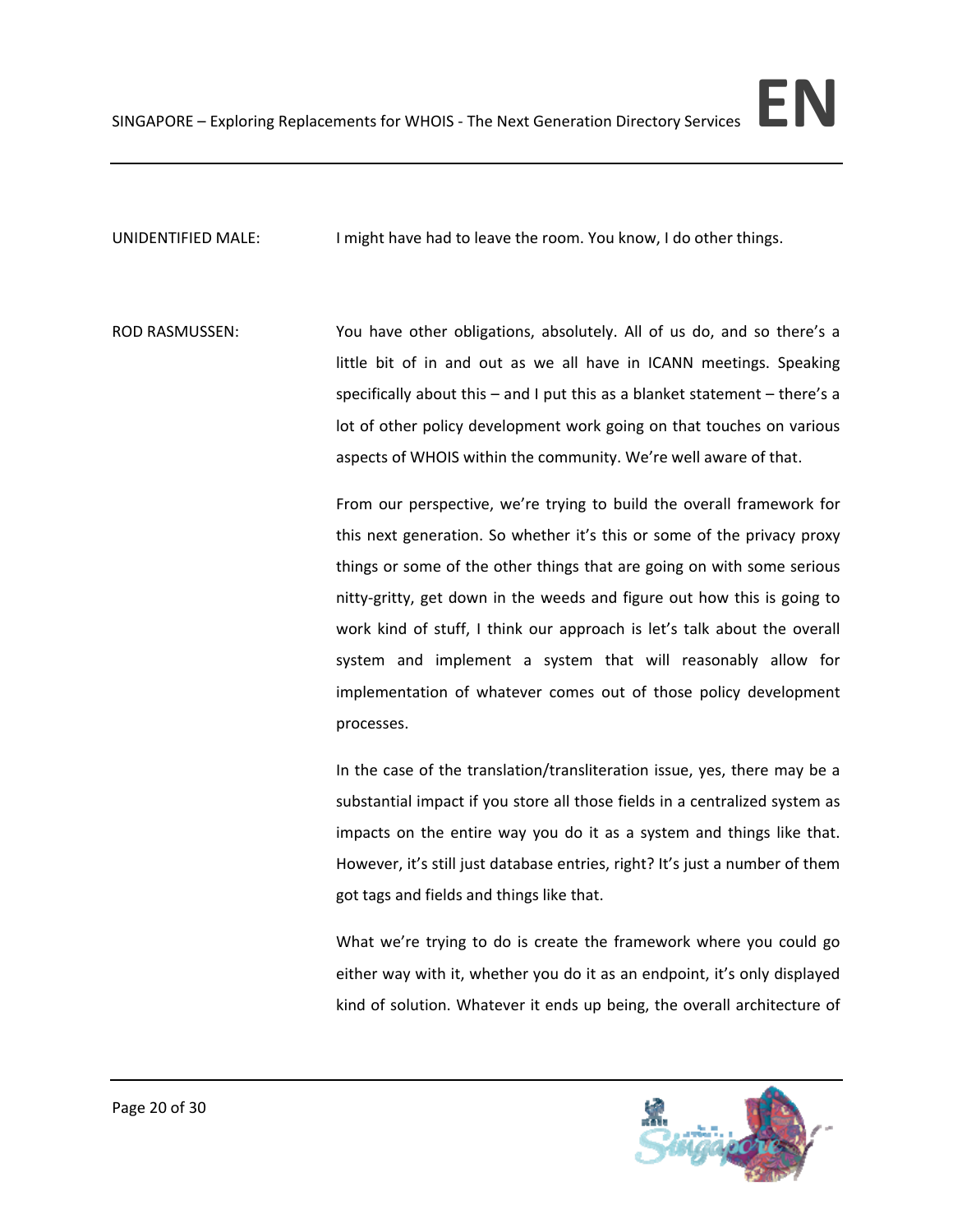UNIDENTIFIED MALE: I might have had to leave the room. You know, I do other things.

ROD RASMUSSEN: You have other obligations, absolutely. All of us do, and so there's a little bit of in and out as we all have in ICANN meetings. Speaking specifically about this – and I put this as a blanket statement – there's a lot of other policy development work going on that touches on various aspects of WHOIS within the community. We're well aware of that.

From our perspective, we're trying to build the overall framework for this next generation. So whether it's this or some of the privacy proxy things or some of the other things that are going on with some serious nitty-gritty, get down in the weeds and figure out how this is going to work kind of stuff, I think our approach is let's talk about the overall system and implement a system that will reasonably allow for implementation of whatever comes out of those policy development processes.

In the case of the translation/transliteration issue, yes, there may be a substantial impact if you store all those fields in a centralized system as impacts on the entire way you do it as a system and things like that. However, it's still just database entries, right? It's just a number of them got tags and fields and things like that.

What we're trying to do is create the framework where you could go either way with it, whether you do it as an endpoint, it's only displayed kind of solution. Whatever it ends up being, the overall architecture of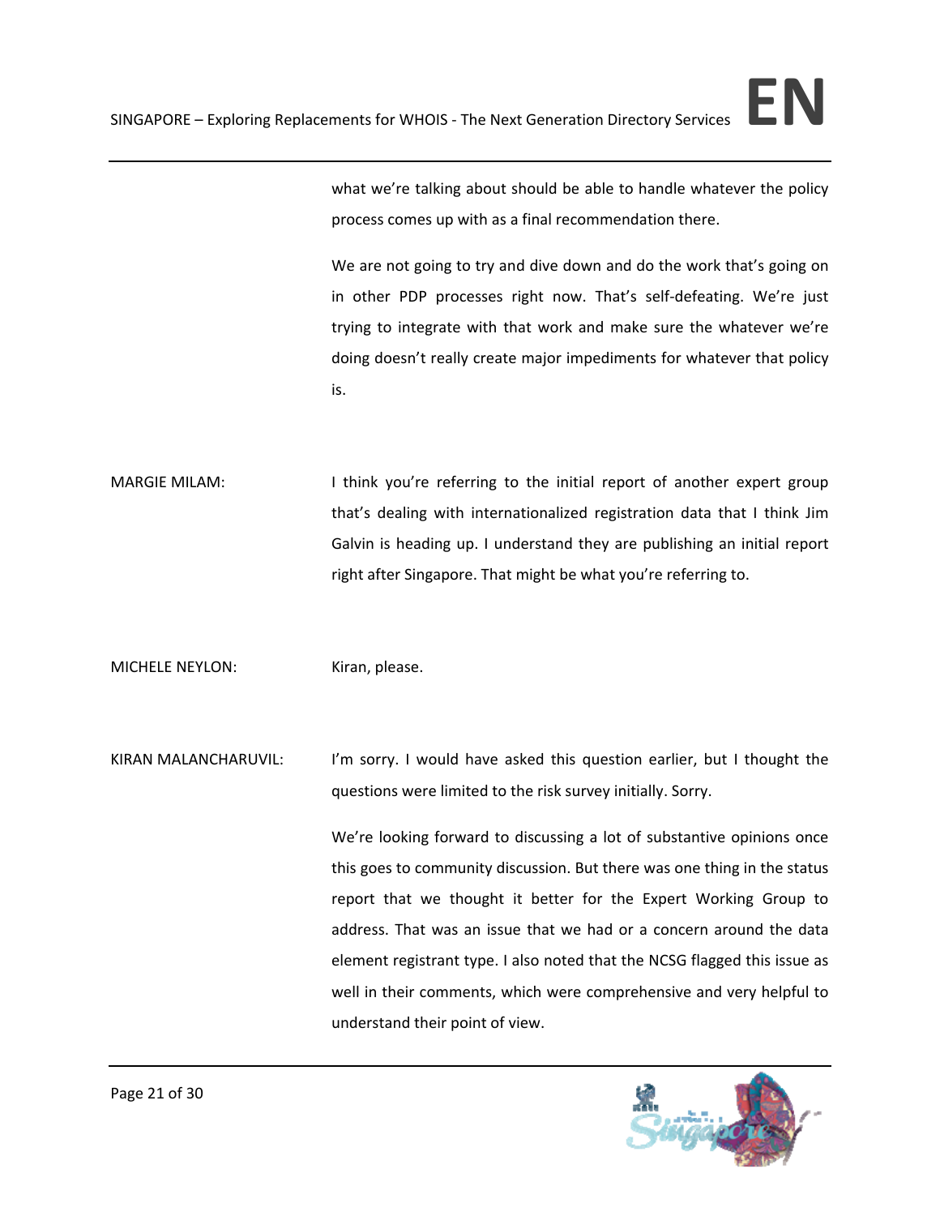what we're talking about should be able to handle whatever the policy process comes up with as a final recommendation there.

We are not going to try and dive down and do the work that's going on in other PDP processes right now. That's self-defeating. We're just trying to integrate with that work and make sure the whatever we're doing doesn't really create major impediments for whatever that policy is.

MARGIE MILAM: I think you're referring to the initial report of another expert group that's dealing with internationalized registration data that I think Jim Galvin is heading up. I understand they are publishing an initial report right after Singapore. That might be what you're referring to.

MICHELE NEYLON: Kiran, please.

KIRAN MALANCHARUVIL: I'm sorry. I would have asked this question earlier, but I thought the questions were limited to the risk survey initially. Sorry.

We're looking forward to discussing a lot of substantive opinions once this goes to community discussion. But there was one thing in the status report that we thought it better for the Expert Working Group to address. That was an issue that we had or a concern around the data element registrant type. I also noted that the NCSG flagged this issue as well in their comments, which were comprehensive and very helpful to understand their point of view.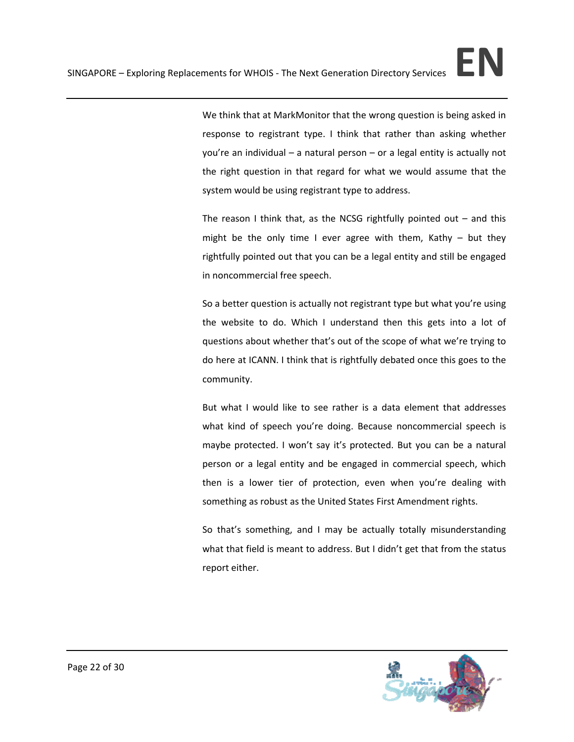We think that at MarkMonitor that the wrong question is being asked in response to registrant type. I think that rather than asking whether you're an individual – a natural person – or a legal entity is actually not the right question in that regard for what we would assume that the system would be using registrant type to address.

The reason I think that, as the NCSG rightfully pointed out – and this might be the only time I ever agree with them, Kathy – but they rightfully pointed out that you can be a legal entity and still be engaged in noncommercial free speech.

So a better question is actually not registrant type but what you're using the website to do. Which I understand then this gets into a lot of questions about whether that's out of the scope of what we're trying to do here at ICANN. I think that is rightfully debated once this goes to the community.

But what I would like to see rather is a data element that addresses what kind of speech you're doing. Because noncommercial speech is maybe protected. I won't say it's protected. But you can be a natural person or a legal entity and be engaged in commercial speech, which then is a lower tier of protection, even when you're dealing with something as robust as the United States First Amendment rights.

So that's something, and I may be actually totally misunderstanding what that field is meant to address. But I didn't get that from the status report either.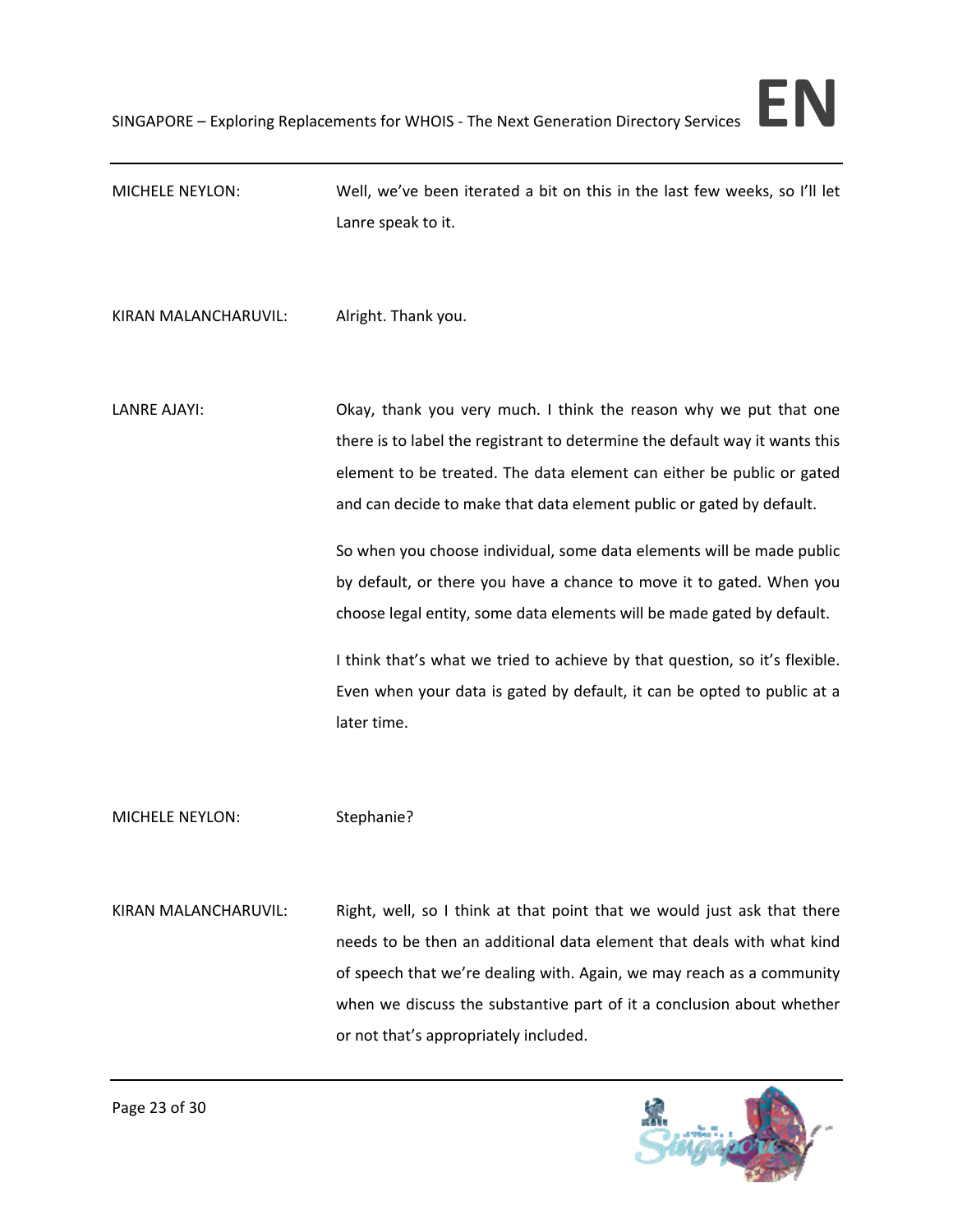MICHELE NEYLON: Well, we've been iterated a bit on this in the last few weeks, so I'll let Lanre speak to it.

KIRAN MALANCHARUVIL: Alright. Thank you.

LANRE AJAYI: Okay, thank you very much. I think the reason why we put that one there is to label the registrant to determine the default way it wants this element to be treated. The data element can either be public or gated and can decide to make that data element public or gated by default.

So when you choose individual, some data elements will be made public by default, or there you have a chance to move it to gated. When you choose legal entity, some data elements will be made gated by default.

I think that's what we tried to achieve by that question, so it's flexible. Even when your data is gated by default, it can be opted to public at a later time.

MICHELE NEYLON: Stephanie?

KIRAN MALANCHARUVIL: Right, well, so I think at that point that we would just ask that there needs to be then an additional data element that deals with what kind of speech that we're dealing with. Again, we may reach as a community when we discuss the substantive part of it a conclusion about whether or not that's appropriately included.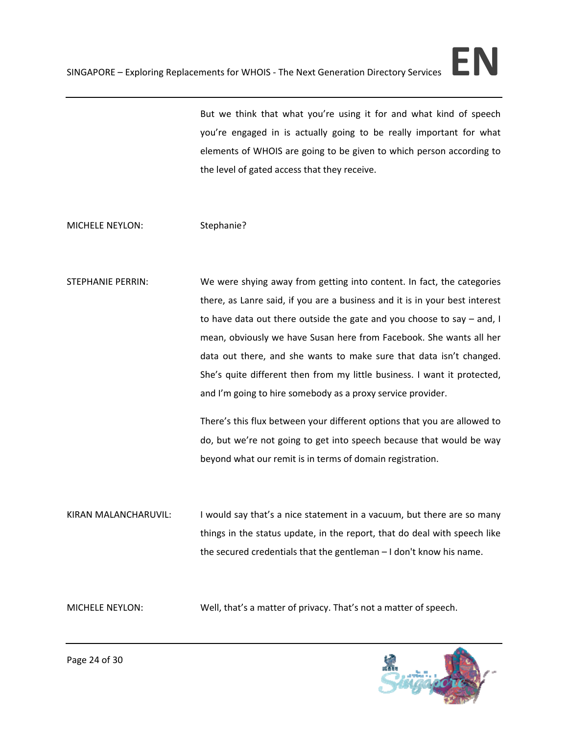But we think that what you're using it for and what kind of speech you're engaged in is actually going to be really important for what elements of WHOIS are going to be given to which person according to the level of gated access that they receive.

MICHELE NEYLON: Stephanie?

STEPHANIE PERRIN: We were shying away from getting into content. In fact, the categories there, as Lanre said, if you are a business and it is in your best interest to have data out there outside the gate and you choose to say – and, I mean, obviously we have Susan here from Facebook. She wants all her data out there, and she wants to make sure that data isn't changed. She's quite different then from my little business. I want it protected, and I'm going to hire somebody as a proxy service provider.

There's this flux between your different options that you are allowed to do, but we're not going to get into speech because that would be way beyond what our remit is in terms of domain registration.

KIRAN MALANCHARUVIL: I would say that's a nice statement in a vacuum, but there are so many things in the status update, in the report, that do deal with speech like the secured credentials that the gentleman – I don't know his name.

MICHELE NEYLON: Well, that's a matter of privacy. That's not a matter of speech.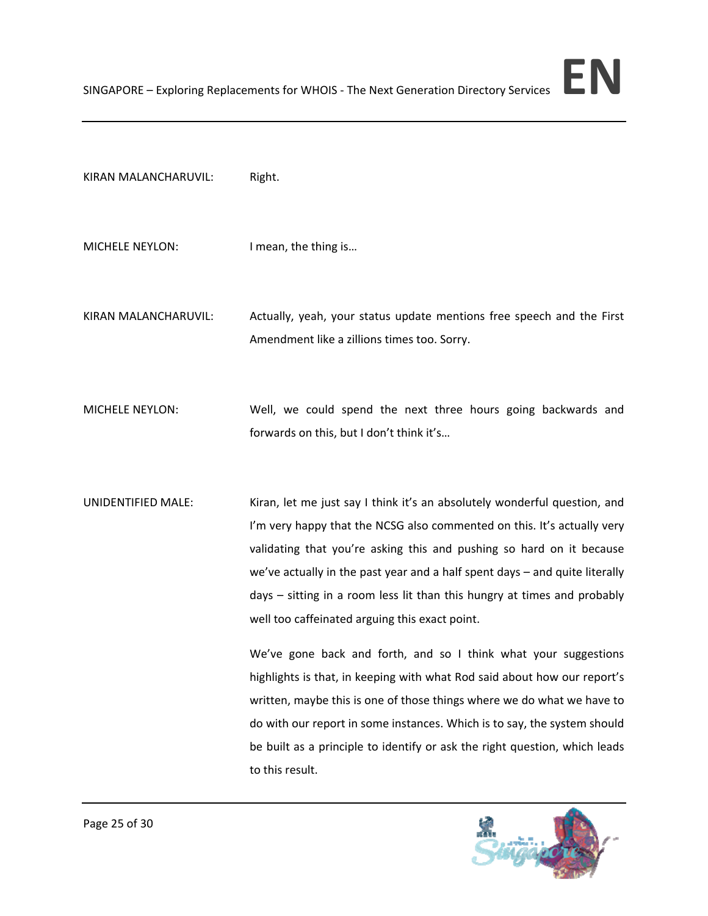KIRAN MALANCHARUVIL: Right.

MICHELE NEYLON: I mean, the thing is…

KIRAN MALANCHARUVIL: Actually, yeah, your status update mentions free speech and the First Amendment like a zillions times too. Sorry.

MICHELE NEYLON: Well, we could spend the next three hours going backwards and forwards on this, but I don't think it's…

UNIDENTIFIED MALE: Kiran, let me just say I think it's an absolutely wonderful question, and I'm very happy that the NCSG also commented on this. It's actually very validating that you're asking this and pushing so hard on it because we've actually in the past year and a half spent days – and quite literally days – sitting in a room less lit than this hungry at times and probably well too caffeinated arguing this exact point.

We've gone back and forth, and so I think what your suggestions highlights is that, in keeping with what Rod said about how our report's written, maybe this is one of those things where we do what we have to do with our report in some instances. Which is to say, the system should be built as a principle to identify or ask the right question, which leads to this result.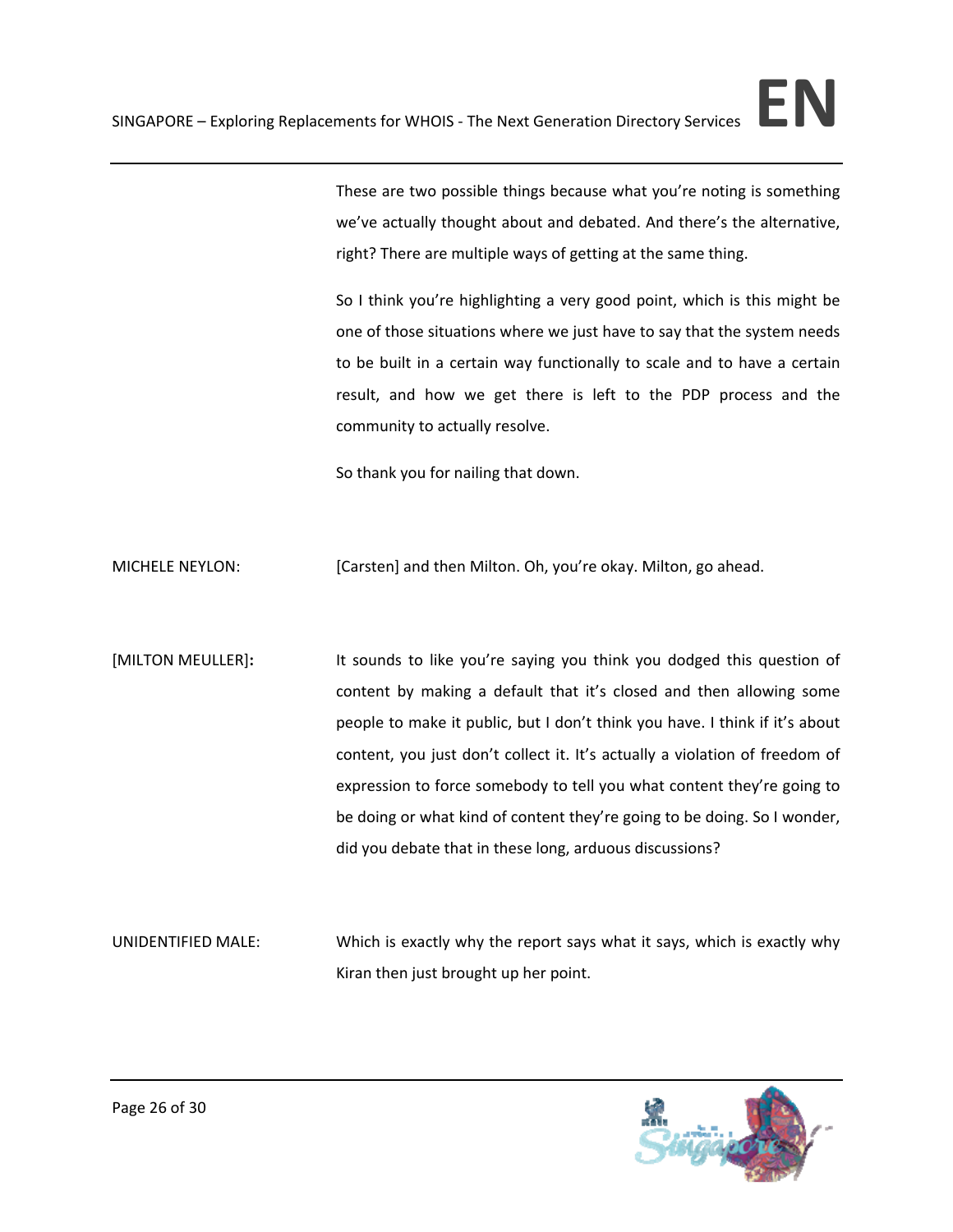These are two possible things because what you're noting is something we've actually thought about and debated. And there's the alternative, right? There are multiple ways of getting at the same thing.

So I think you're highlighting a very good point, which is this might be one of those situations where we just have to say that the system needs to be built in a certain way functionally to scale and to have a certain result, and how we get there is left to the PDP process and the community to actually resolve.

So thank you for nailing that down.

MICHELE NEYLON: [Carsten] and then Milton. Oh, you're okay. Milton, go ahead.

[MILTON MEULLER]**:** It sounds to like you're saying you think you dodged this question of content by making a default that it's closed and then allowing some people to make it public, but I don't think you have. I think if it's about content, you just don't collect it. It's actually a violation of freedom of expression to force somebody to tell you what content they're going to be doing or what kind of content they're going to be doing. So I wonder, did you debate that in these long, arduous discussions?

UNIDENTIFIED MALE: Which is exactly why the report says what it says, which is exactly why Kiran then just brought up her point.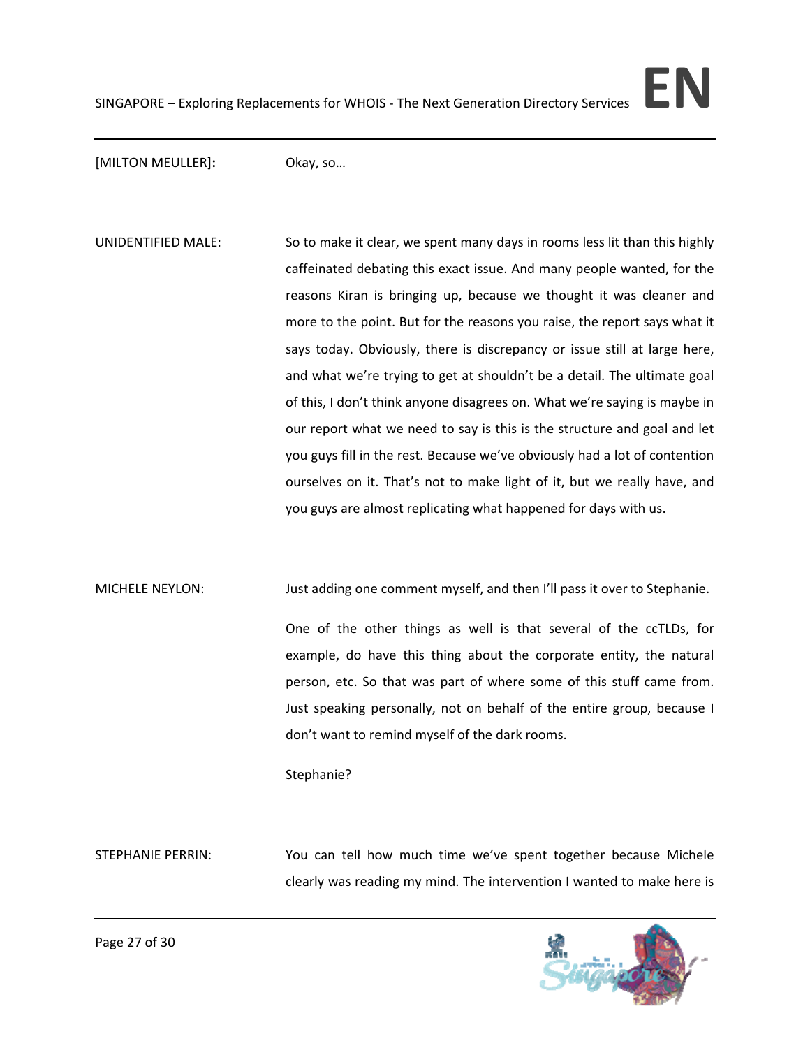[MILTON MEULLER]: Okay, so…

UNIDENTIFIED MALE: So to make it clear, we spent many days in rooms less lit than this highly caffeinated debating this exact issue. And many people wanted, for the reasons Kiran is bringing up, because we thought it was cleaner and more to the point. But for the reasons you raise, the report says what it says today. Obviously, there is discrepancy or issue still at large here, and what we're trying to get at shouldn't be a detail. The ultimate goal of this, I don't think anyone disagrees on. What we're saying is maybe in our report what we need to say is this is the structure and goal and let you guys fill in the rest. Because we've obviously had a lot of contention ourselves on it. That's not to make light of it, but we really have, and you guys are almost replicating what happened for days with us.

MICHELE NEYLON: Just adding one comment myself, and then I'll pass it over to Stephanie.

One of the other things as well is that several of the ccTLDs, for example, do have this thing about the corporate entity, the natural person, etc. So that was part of where some of this stuff came from. Just speaking personally, not on behalf of the entire group, because I don't want to remind myself of the dark rooms.

Stephanie?

STEPHANIE PERRIN: You can tell how much time we've spent together because Michele clearly was reading my mind. The intervention I wanted to make here is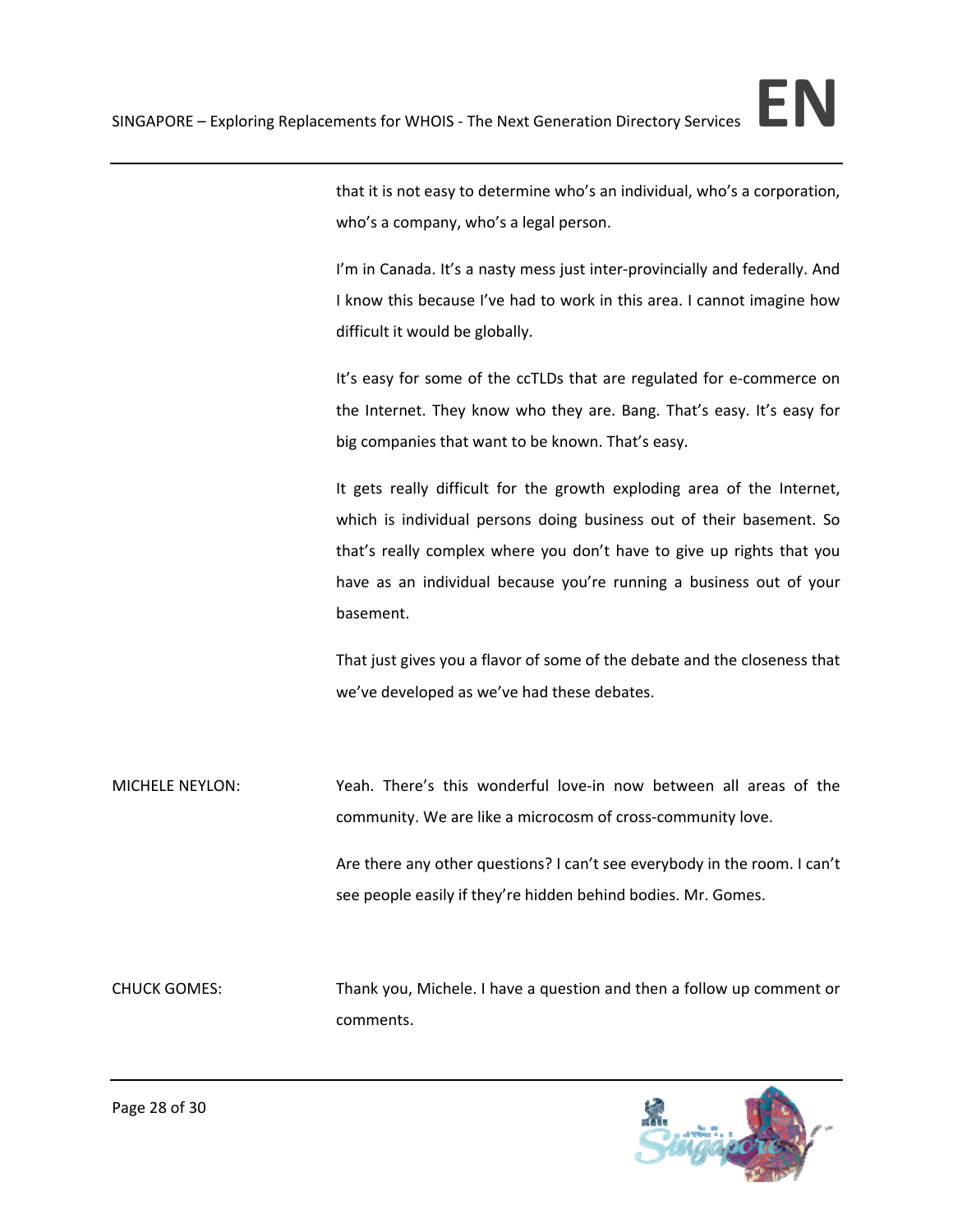that it is not easy to determine who's an individual, who's a corporation, who's a company, who's a legal person.

I'm in Canada. It's a nasty mess just inter-provincially and federally. And I know this because I've had to work in this area. I cannot imagine how difficult it would be globally.

It's easy for some of the ccTLDs that are regulated for e-commerce on the Internet. They know who they are. Bang. That's easy. It's easy for big companies that want to be known. That's easy.

It gets really difficult for the growth exploding area of the Internet, which is individual persons doing business out of their basement. So that's really complex where you don't have to give up rights that you have as an individual because you're running a business out of your basement.

That just gives you a flavor of some of the debate and the closeness that we've developed as we've had these debates.

MICHELE NEYLON: Yeah. There's this wonderful love-in now between all areas of the community. We are like a microcosm of cross-community love.

Are there any other questions? I can't see everybody in the room. I can't see people easily if they're hidden behind bodies. Mr. Gomes.

CHUCK GOMES: Thank you, Michele. I have a question and then a follow up comment or comments.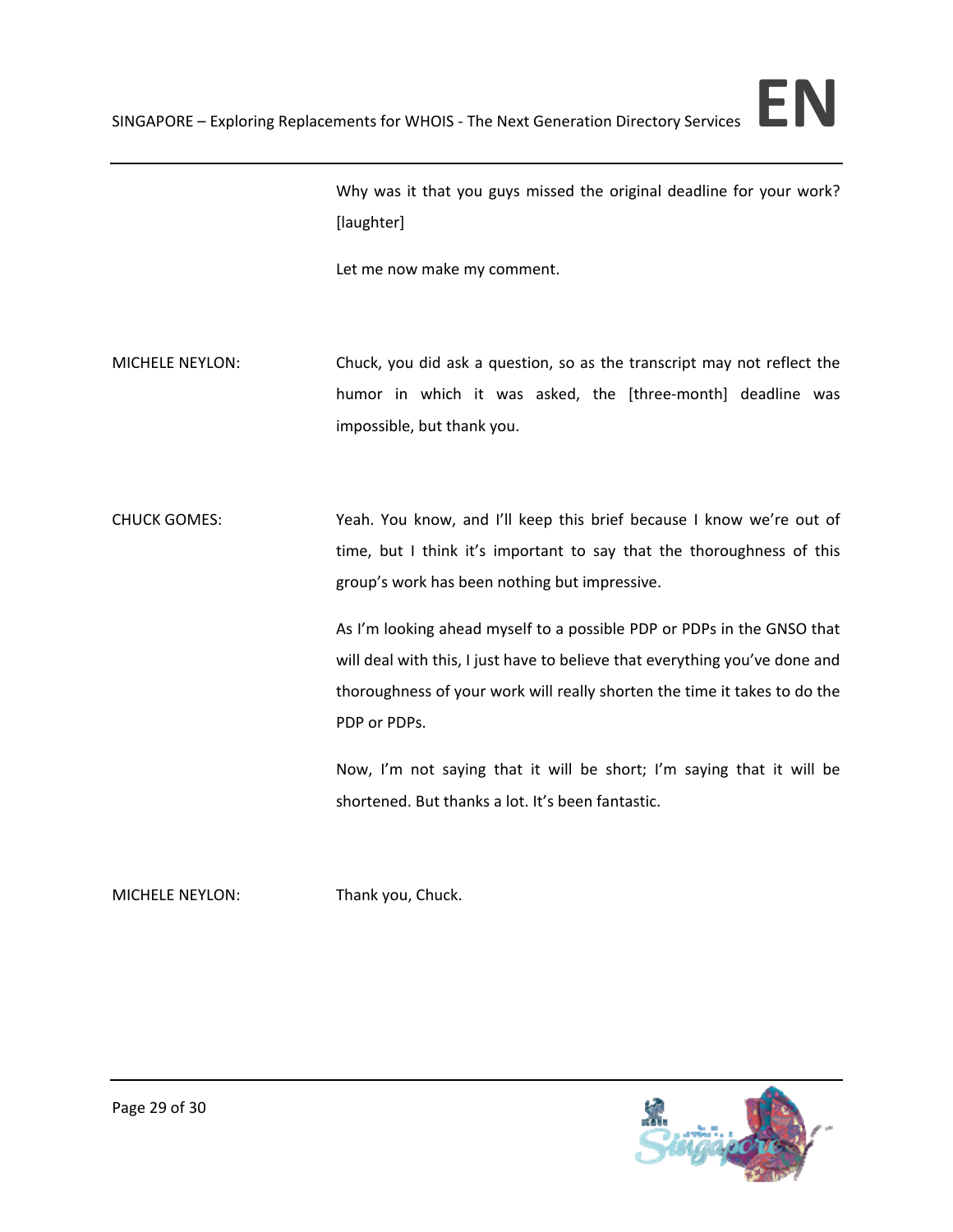Why was it that you guys missed the original deadline for your work? [laughter]

Let me now make my comment.

MICHELE NEYLON: Chuck, you did ask a question, so as the transcript may not reflect the humor in which it was asked, the [three-month] deadline was impossible, but thank you.

CHUCK GOMES: Yeah. You know, and I'll keep this brief because I know we're out of time, but I think it's important to say that the thoroughness of this group's work has been nothing but impressive.

As I'm looking ahead myself to a possible PDP or PDPs in the GNSO that will deal with this, I just have to believe that everything you've done and thoroughness of your work will really shorten the time it takes to do the PDP or PDPs.

Now, I'm not saying that it will be short; I'm saying that it will be shortened. But thanks a lot. It's been fantastic.

MICHELE NEYLON: Thank you, Chuck.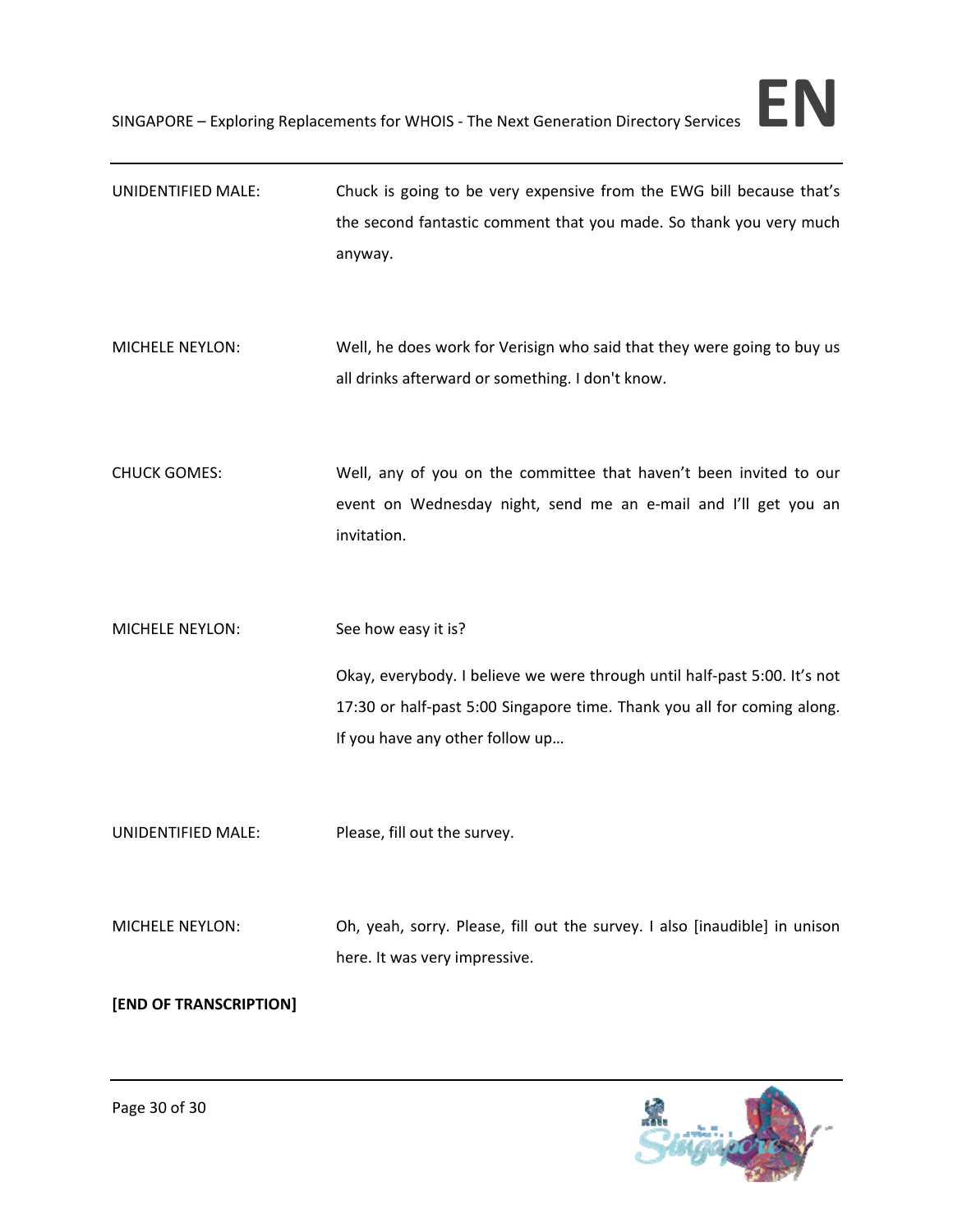UNIDENTIFIED MALE: Chuck is going to be very expensive from the EWG bill because that's the second fantastic comment that you made. So thank you very much anyway.

MICHELE NEYLON: Well, he does work for Verisign who said that they were going to buy us all drinks afterward or something. I don't know.

CHUCK GOMES: Well, any of you on the committee that haven't been invited to our event on Wednesday night, send me an e-mail and I'll get you an invitation.

MICHELE NEYLON: See how easy it is?

Okay, everybody. I believe we were through until half-past 5:00. It's not 17:30 or half-past 5:00 Singapore time. Thank you all for coming along. If you have any other follow up…

UNIDENTIFIED MALE: Please, fill out the survey.

MICHELE NEYLON: Oh, yeah, sorry. Please, fill out the survey. I also [inaudible] in unison here. It was very impressive.

**[END OF TRANSCRIPTION]**